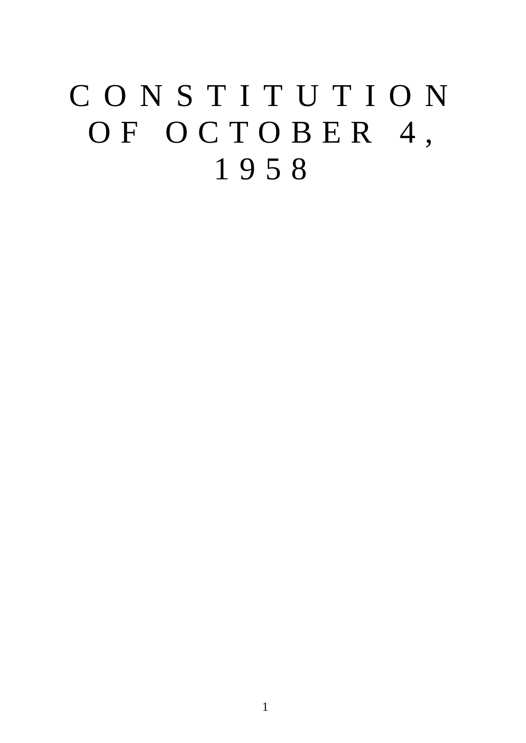# CONSTITUTION OF OCTOBER 4, 1958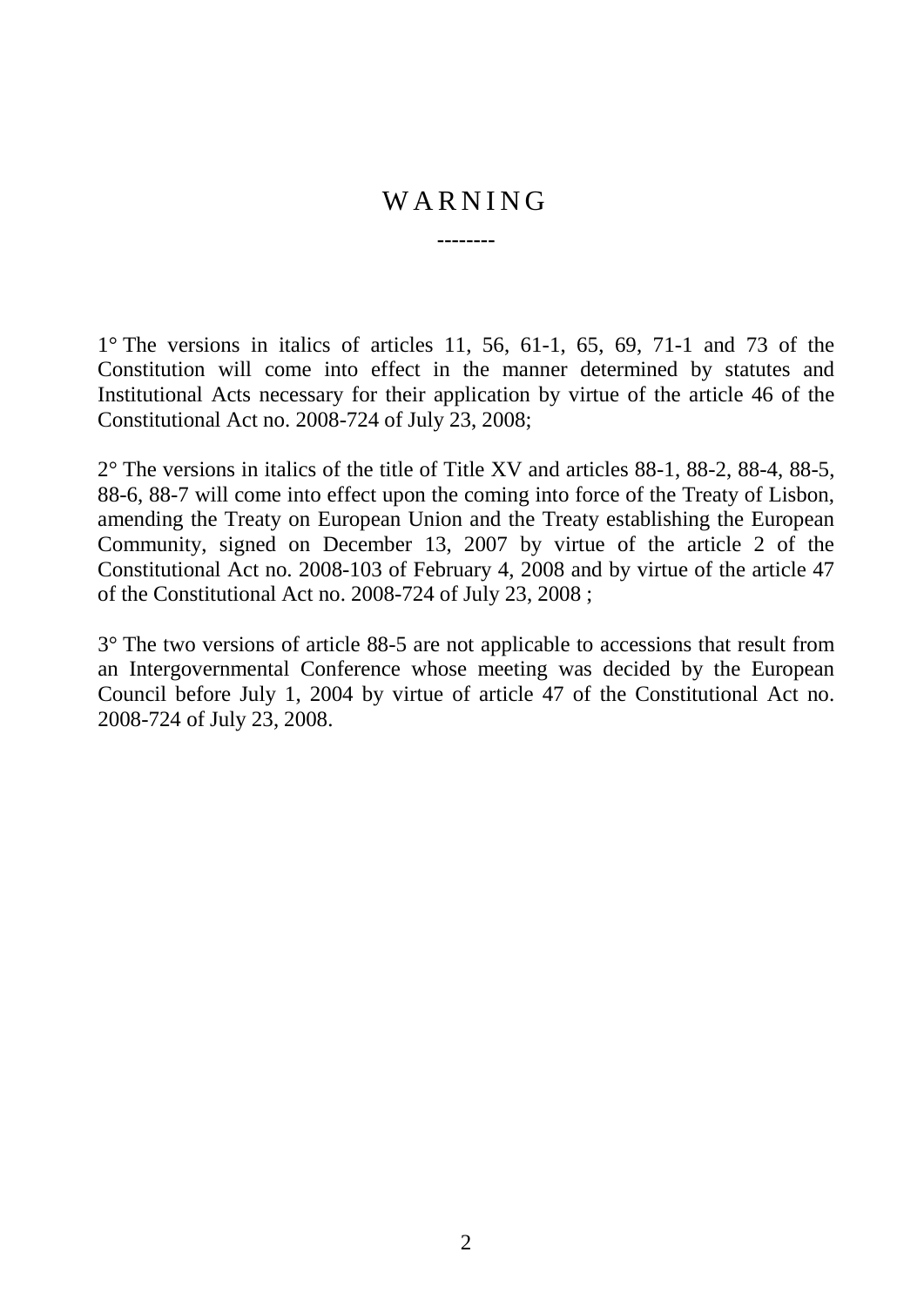# WARNING

--------

1° The versions in italics of articles 11, 56, 61-1, 65, 69, 71-1 and 73 of the Constitution will come into effect in the manner determined by statutes and Institutional Acts necessary for their application by virtue of the article 46 of the Constitutional Act no. 2008-724 of July 23, 2008;

2° The versions in italics of the title of Title XV and articles 88-1, 88-2, 88-4, 88-5, 88-6, 88-7 will come into effect upon the coming into force of the Treaty of Lisbon, amending the Treaty on European Union and the Treaty establishing the European Community, signed on December 13, 2007 by virtue of the article 2 of the Constitutional Act no. 2008-103 of February 4, 2008 and by virtue of the article 47 of the Constitutional Act no. 2008-724 of July 23, 2008 ;

3° The two versions of article 88-5 are not applicable to accessions that result from an Intergovernmental Conference whose meeting was decided by the European Council before July 1, 2004 by virtue of article 47 of the Constitutional Act no. 2008-724 of July 23, 2008.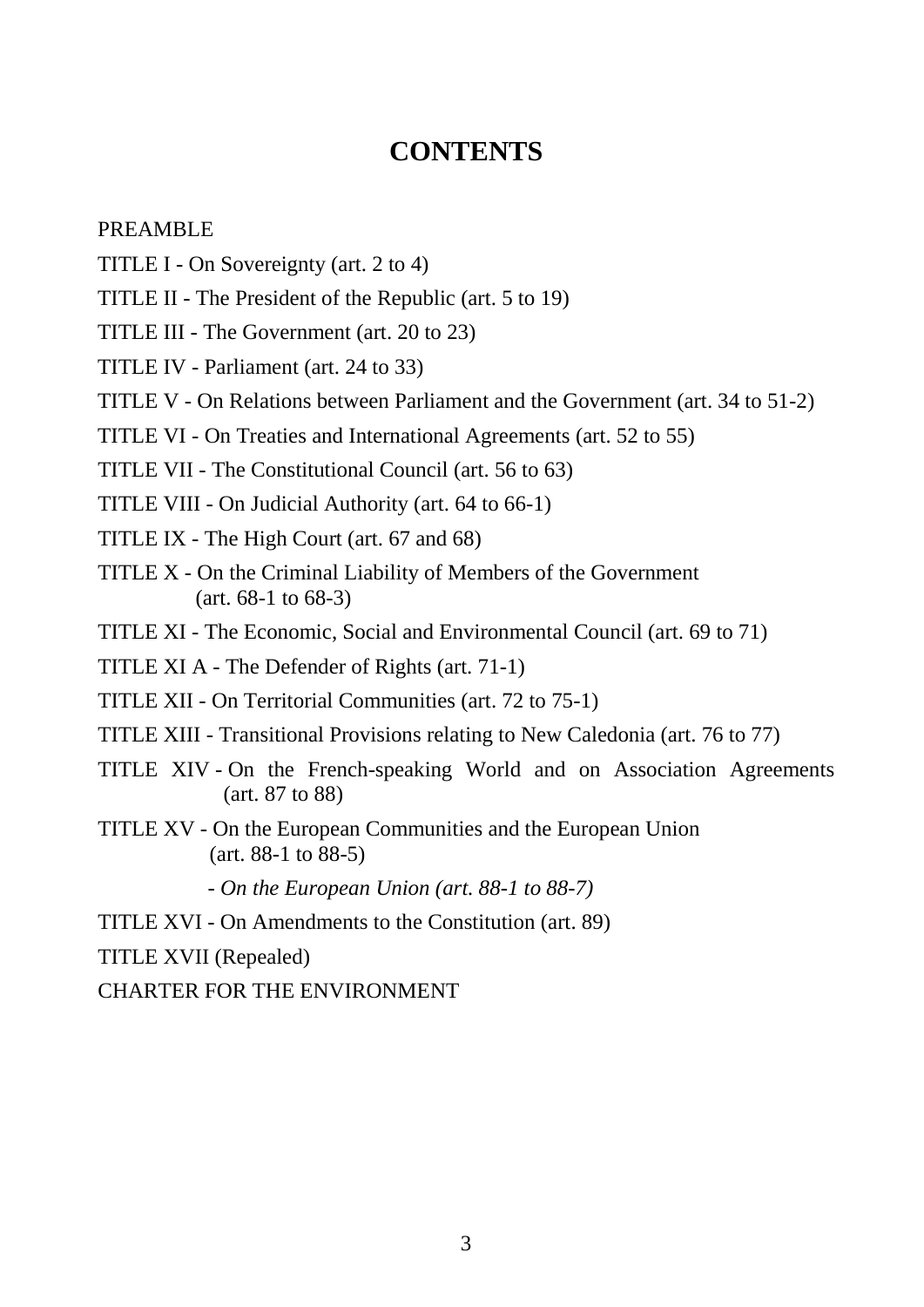# CONTENTS

PREAMBLE

TITLE I - On Sovereignty (art. 2 to 4)

TITLE II - The President of the Republic (art. 5 to 19)

TITLE III - The Government (art. 20 to 23)

TITLE IV - Parliament (art. 24 to 33)

TITLE V - On Relations between Parliament and the Government (art. 34 to 51-2)

TITLE VI - On Treaties and International Agreements (art. 52 to 55)

TITLE VII - The Constitutional Council (art. 56 to 63)

TITLE VIII - On Judicial Authority (art. 64 to 66-1)

TITLE IX - The High Court (art. 67 and 68)

TITLE X - On the Criminal Liability of Members of the Government (art. 68-1 to 68-3)

TITLE XI - The Economic, Social and Environmental Council (art. 69 to 71)

TITLE XI A - The Defender of Rights (art. 71-1)

TITLE XII - On Territorial Communities (art. 72 to 75-1)

TITLE XIII - Transitional Provisions relating to New Caledonia (art. 76 to 77)

TITLE XIV - On the French-speaking World and on Association Agreements (art. 87 to 88)

TITLE XV - On the European Communities and the European Union (art. 88-1 to 88-5)

- *On the European Union (art. 88-1 to 88-7)*

TITLE XVI - On Amendments to the Constitution (art. 89)

TITLE XVII (Repealed)

CHARTER FOR THE ENVIRONMENT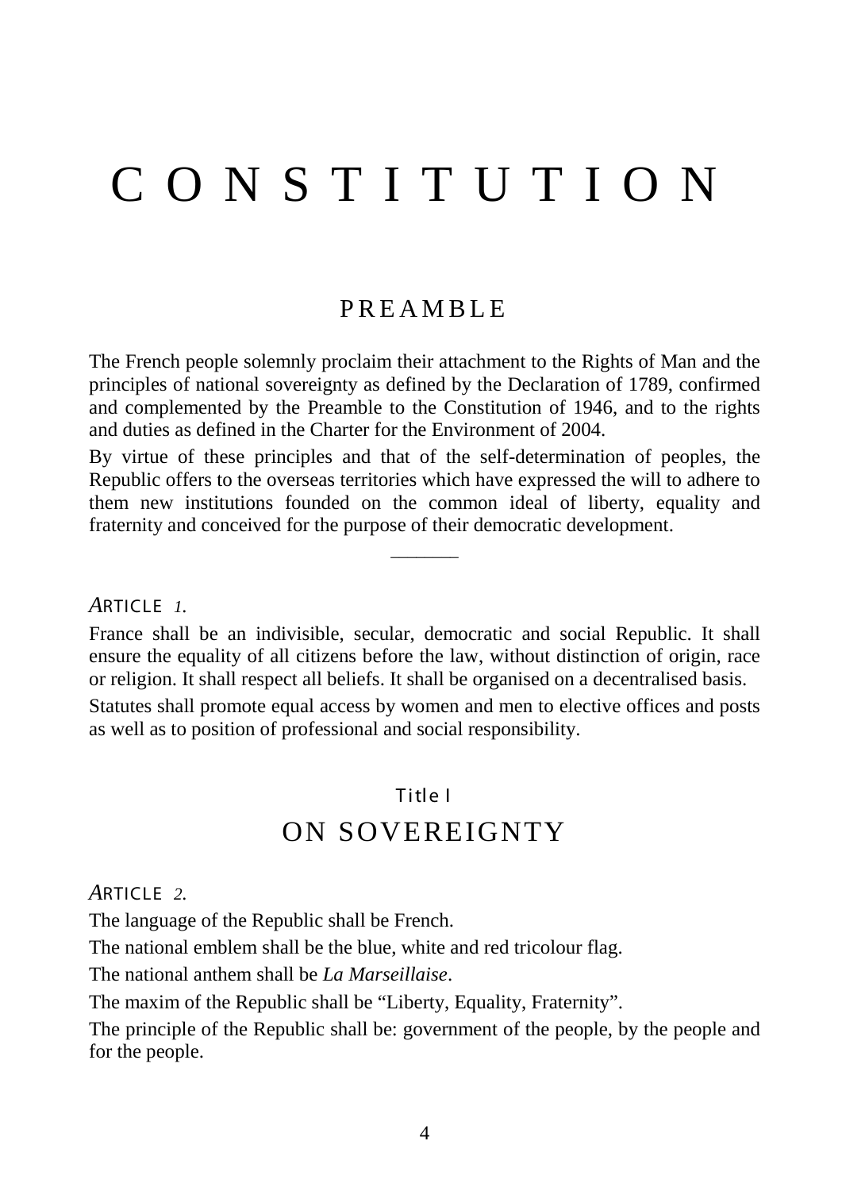# CONSTITUTION

## PREAMBLE

The French people solemnly proclaim their attachment to the Rights of Man and the principles of national sovereignty as defined by the Declaration of 1789, confirmed and complemented by the Preamble to the Constitution of 1946, and to the rights and duties as defined in the Charter for the Environment of 2004.

By virtue of these principles and that of the self-determination of peoples, the Republic offers to the overseas territories which have expressed the will to adhere to them new institutions founded on the common ideal of liberty, equality and fraternity and conceived for the purpose of their democratic development.

———

*ARTICLE 1.*

France shall be an indivisible, secular, democratic and social Republic. It shall ensure the equality of all citizens before the law, without distinction of origin, race or religion. It shall respect all beliefs. It shall be organised on a decentralised basis.

Statutes shall promote equal access by women and men to elective offices and posts as well as to position of professional and social responsibility.

## Title I
## ON SOVEREIGNTY

*ARTICLE 2.*

The language of the Republic shall be French.

The national emblem shall be the blue, white and red tricolour flag.

The national anthem shall be *La Marseillaise*.

The maxim of the Republic shall be “Liberty, Equality, Fraternity”.

The principle of the Republic shall be: government of the people, by the people and for the people.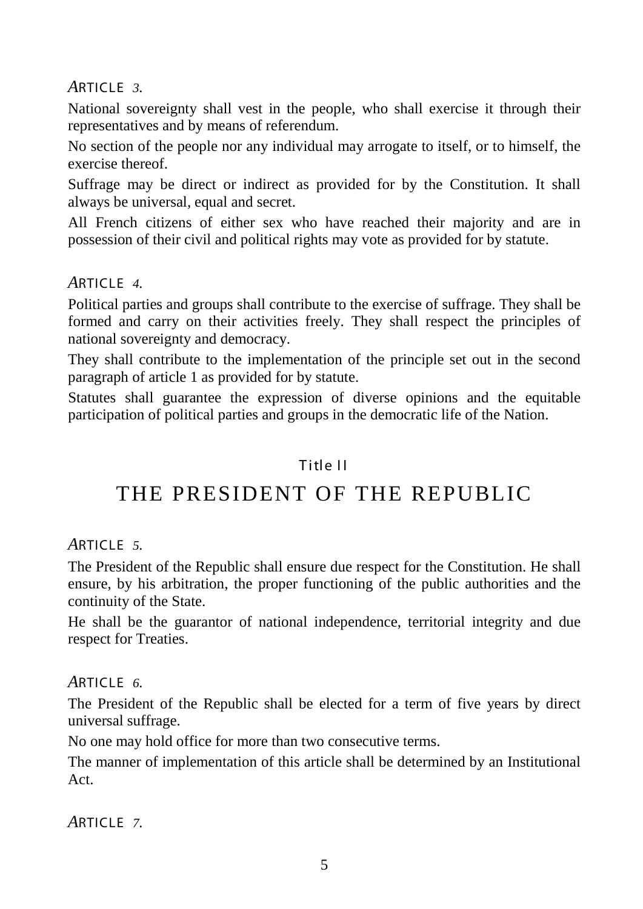### *A*RTICLE *3.*

National sovereignty shall vest in the people, who shall exercise it through their representatives and by means of referendum.

No section of the people nor any individual may arrogate to itself, or to himself, the exercise thereof.

Suffrage may be direct or indirect as provided for by the Constitution. It shall always be universal, equal and secret.

All French citizens of either sex who have reached their majority and are in possession of their civil and political rights may vote as provided for by statute.

### *A*RTICLE *4.*

Political parties and groups shall contribute to the exercise of suffrage. They shall be formed and carry on their activities freely. They shall respect the principles of national sovereignty and democracy.

They shall contribute to the implementation of the principle set out in the second paragraph of article 1 as provided for by statute.

Statutes shall guarantee the expression of diverse opinions and the equitable participation of political parties and groups in the democratic life of the Nation.

## Title II

# THE PRESIDENT OF THE REPUBLIC

### *A*RTICLE *5.*

The President of the Republic shall ensure due respect for the Constitution. He shall ensure, by his arbitration, the proper functioning of the public authorities and the continuity of the State.

He shall be the guarantor of national independence, territorial integrity and due respect for Treaties.

### *A*RTICLE *6.*

The President of the Republic shall be elected for a term of five years by direct universal suffrage.

No one may hold office for more than two consecutive terms.

The manner of implementation of this article shall be determined by an Institutional Act.

### *A*RTICLE *7.*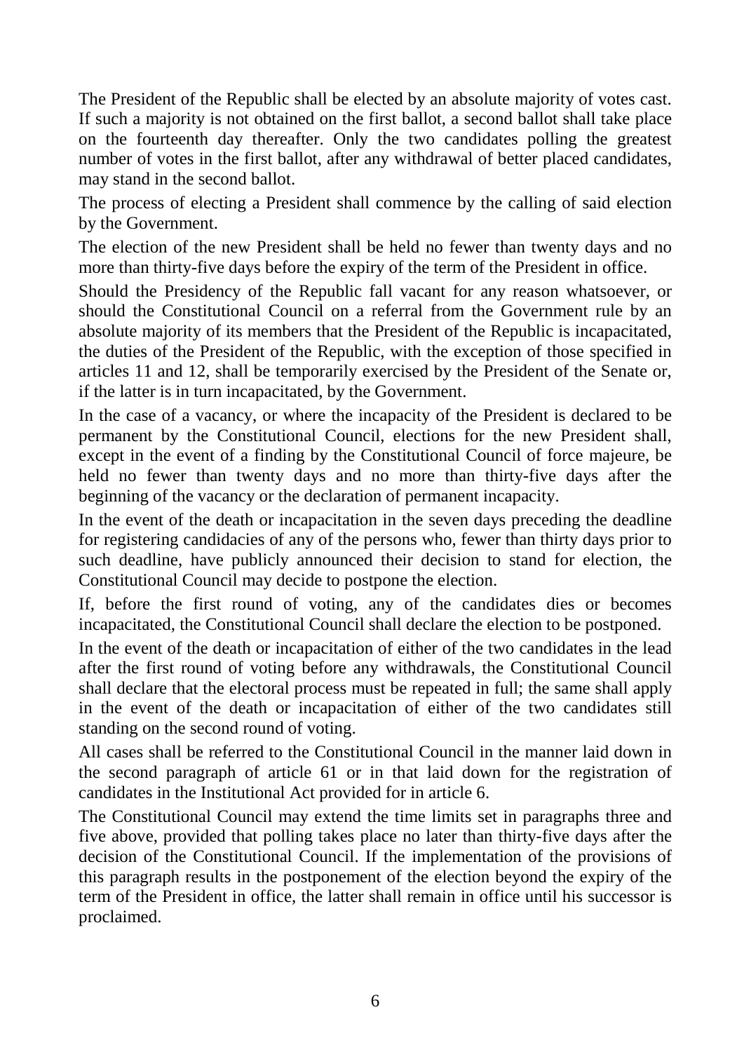The President of the Republic shall be elected by an absolute majority of votes cast. If such a majority is not obtained on the first ballot, a second ballot shall take place on the fourteenth day thereafter. Only the two candidates polling the greatest number of votes in the first ballot, after any withdrawal of better placed candidates, may stand in the second ballot.

The process of electing a President shall commence by the calling of said election by the Government.

The election of the new President shall be held no fewer than twenty days and no more than thirty-five days before the expiry of the term of the President in office.

Should the Presidency of the Republic fall vacant for any reason whatsoever, or should the Constitutional Council on a referral from the Government rule by an absolute majority of its members that the President of the Republic is incapacitated, the duties of the President of the Republic, with the exception of those specified in articles 11 and 12, shall be temporarily exercised by the President of the Senate or, if the latter is in turn incapacitated, by the Government.

In the case of a vacancy, or where the incapacity of the President is declared to be permanent by the Constitutional Council, elections for the new President shall, except in the event of a finding by the Constitutional Council of force majeure, be held no fewer than twenty days and no more than thirty-five days after the beginning of the vacancy or the declaration of permanent incapacity.

In the event of the death or incapacitation in the seven days preceding the deadline for registering candidacies of any of the persons who, fewer than thirty days prior to such deadline, have publicly announced their decision to stand for election, the Constitutional Council may decide to postpone the election.

If, before the first round of voting, any of the candidates dies or becomes incapacitated, the Constitutional Council shall declare the election to be postponed.

In the event of the death or incapacitation of either of the two candidates in the lead after the first round of voting before any withdrawals, the Constitutional Council shall declare that the electoral process must be repeated in full; the same shall apply in the event of the death or incapacitation of either of the two candidates still standing on the second round of voting.

All cases shall be referred to the Constitutional Council in the manner laid down in the second paragraph of article 61 or in that laid down for the registration of candidates in the Institutional Act provided for in article 6.

The Constitutional Council may extend the time limits set in paragraphs three and five above, provided that polling takes place no later than thirty-five days after the decision of the Constitutional Council. If the implementation of the provisions of this paragraph results in the postponement of the election beyond the expiry of the term of the President in office, the latter shall remain in office until his successor is proclaimed.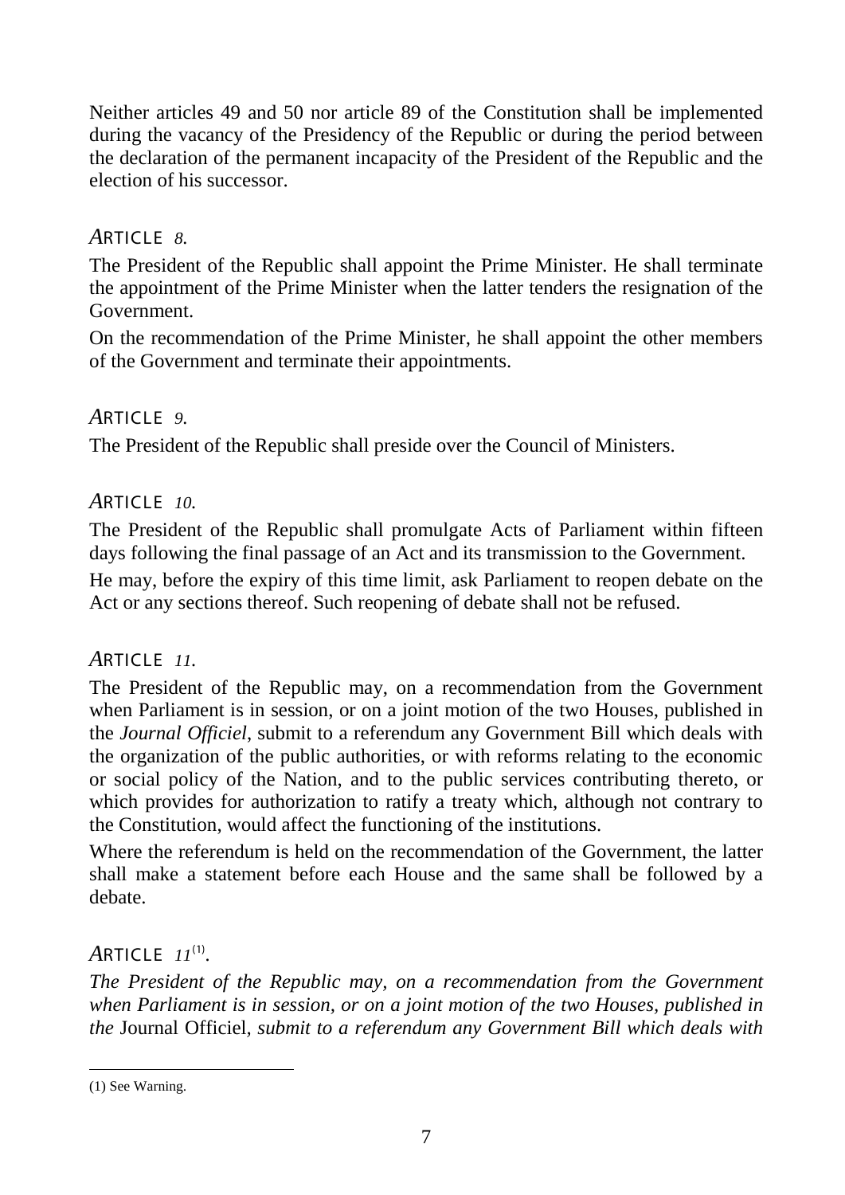Neither articles 49 and 50 nor article 89 of the Constitution shall be implemented during the vacancy of the Presidency of the Republic or during the period between the declaration of the permanent incapacity of the President of the Republic and the election of his successor.

### ARTICLE *8.*

The President of the Republic shall appoint the Prime Minister. He shall terminate the appointment of the Prime Minister when the latter tenders the resignation of the Government.

On the recommendation of the Prime Minister, he shall appoint the other members of the Government and terminate their appointments.

### ARTICLE *9.*

The President of the Republic shall preside over the Council of Ministers.

### ARTICLE *10.*

The President of the Republic shall promulgate Acts of Parliament within fifteen days following the final passage of an Act and its transmission to the Government.

He may, before the expiry of this time limit, ask Parliament to reopen debate on the Act or any sections thereof. Such reopening of debate shall not be refused.

### ARTICLE *11.*

The President of the Republic may, on a recommendation from the Government when Parliament is in session, or on a joint motion of the two Houses, published in the *Journal Officiel*, submit to a referendum any Government Bill which deals with the organization of the public authorities, or with reforms relating to the economic or social policy of the Nation, and to the public services contributing thereto, or which provides for authorization to ratify a treaty which, although not contrary to the Constitution, would affect the functioning of the institutions.

Where the referendum is held on the recommendation of the Government, the latter shall make a statement before each House and the same shall be followed by a debate.

### ARTICLE *11*[1].

*The President of the Republic may, on a recommendation from the Government when Parliament is in session, or on a joint motion of the two Houses, published in the* Journal Officiel, *submit to a referendum any Government Bill which deals with*

(1) See Warning.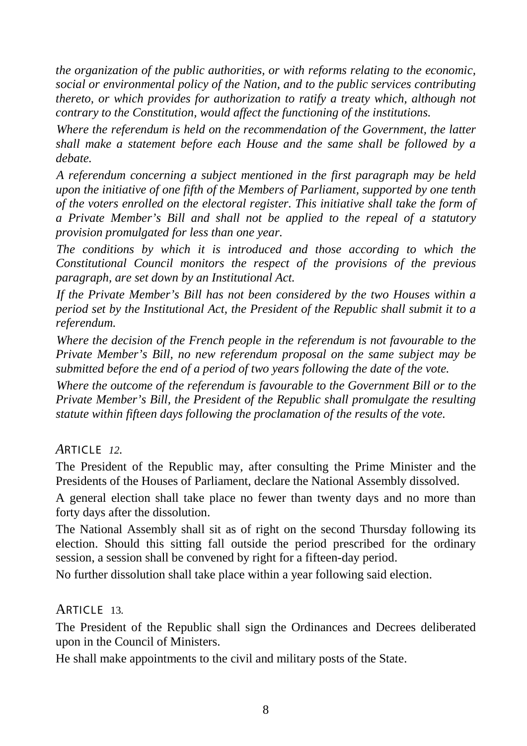*the organization of the public authorities, or with reforms relating to the economic, social or environmental policy of the Nation, and to the public services contributing thereto, or which provides for authorization to ratify a treaty which, although not contrary to the Constitution, would affect the functioning of the institutions.*

*Where the referendum is held on the recommendation of the Government, the latter shall make a statement before each House and the same shall be followed by a debate.*

*A referendum concerning a subject mentioned in the first paragraph may be held upon the initiative of one fifth of the Members of Parliament, supported by one tenth of the voters enrolled on the electoral register. This initiative shall take the form of a Private Member's Bill and shall not be applied to the repeal of a statutory provision promulgated for less than one year.*

*The conditions by which it is introduced and those according to which the Constitutional Council monitors the respect of the provisions of the previous paragraph, are set down by an Institutional Act.*

*If the Private Member's Bill has not been considered by the two Houses within a period set by the Institutional Act, the President of the Republic shall submit it to a referendum.*

*Where the decision of the French people in the referendum is not favourable to the Private Member's Bill, no new referendum proposal on the same subject may be submitted before the end of a period of two years following the date of the vote.*

*Where the outcome of the referendum is favourable to the Government Bill or to the Private Member's Bill, the President of the Republic shall promulgate the resulting statute within fifteen days following the proclamation of the results of the vote.*

### ARTICLE 12.

The President of the Republic may, after consulting the Prime Minister and the Presidents of the Houses of Parliament, declare the National Assembly dissolved.

A general election shall take place no fewer than twenty days and no more than forty days after the dissolution.

The National Assembly shall sit as of right on the second Thursday following its election. Should this sitting fall outside the period prescribed for the ordinary session, a session shall be convened by right for a fifteen-day period.

No further dissolution shall take place within a year following said election.

### ARTICLE 13.

The President of the Republic shall sign the Ordinances and Decrees deliberated upon in the Council of Ministers.

He shall make appointments to the civil and military posts of the State.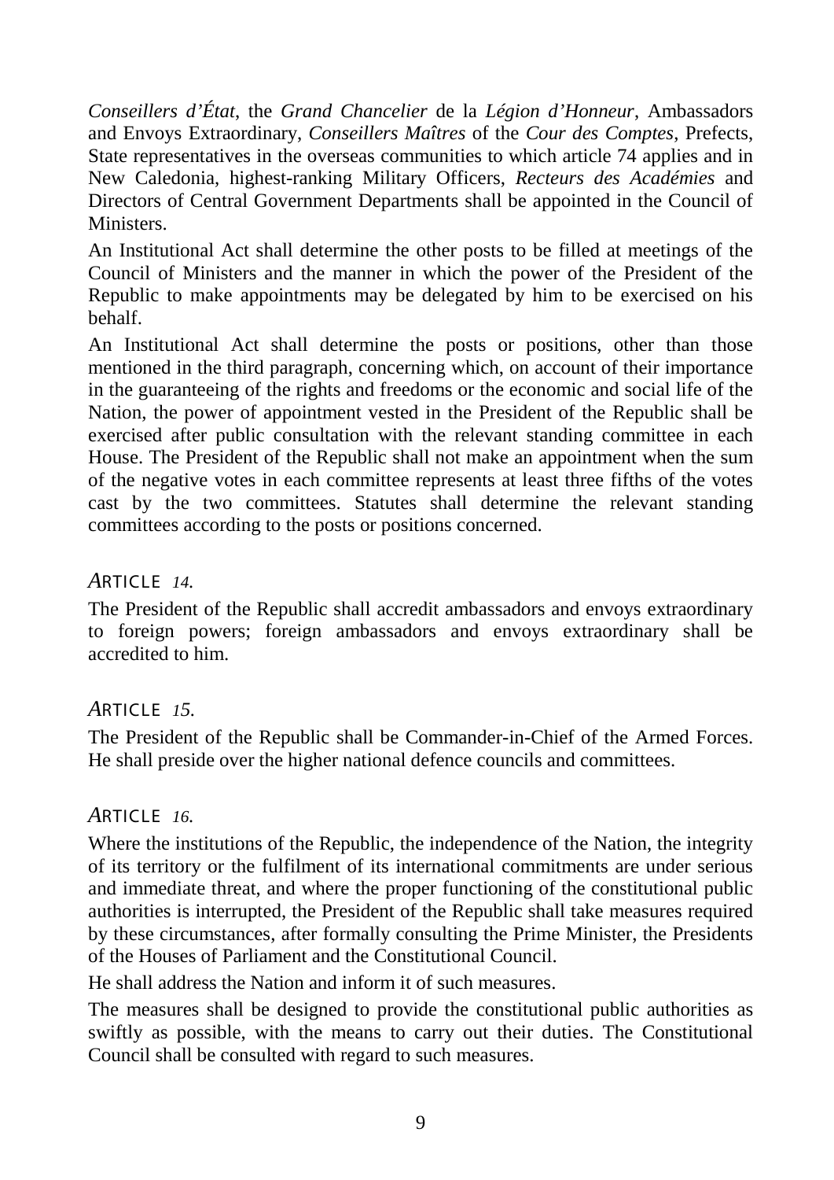*Conseillers d'État*, the *Grand Chancelier* de la *Légion d'Honneur*, Ambassadors and Envoys Extraordinary, *Conseillers Maîtres* of the *Cour des Comptes*, Prefects, State representatives in the overseas communities to which article 74 applies and in New Caledonia, highest-ranking Military Officers, *Recteurs des Académies* and Directors of Central Government Departments shall be appointed in the Council of Ministers.

An Institutional Act shall determine the other posts to be filled at meetings of the Council of Ministers and the manner in which the power of the President of the Republic to make appointments may be delegated by him to be exercised on his behalf.

An Institutional Act shall determine the posts or positions, other than those mentioned in the third paragraph, concerning which, on account of their importance in the guaranteeing of the rights and freedoms or the economic and social life of the Nation, the power of appointment vested in the President of the Republic shall be exercised after public consultation with the relevant standing committee in each House. The President of the Republic shall not make an appointment when the sum of the negative votes in each committee represents at least three fifths of the votes cast by the two committees. Statutes shall determine the relevant standing committees according to the posts or positions concerned.

### *ARTICLE 14.*

The President of the Republic shall accredit ambassadors and envoys extraordinary to foreign powers; foreign ambassadors and envoys extraordinary shall be accredited to him.

### *ARTICLE 15.*

The President of the Republic shall be Commander-in-Chief of the Armed Forces. He shall preside over the higher national defence councils and committees.

### *ARTICLE 16.*

Where the institutions of the Republic, the independence of the Nation, the integrity of its territory or the fulfilment of its international commitments are under serious and immediate threat, and where the proper functioning of the constitutional public authorities is interrupted, the President of the Republic shall take measures required by these circumstances, after formally consulting the Prime Minister, the Presidents of the Houses of Parliament and the Constitutional Council.

He shall address the Nation and inform it of such measures.

The measures shall be designed to provide the constitutional public authorities as swiftly as possible, with the means to carry out their duties. The Constitutional Council shall be consulted with regard to such measures.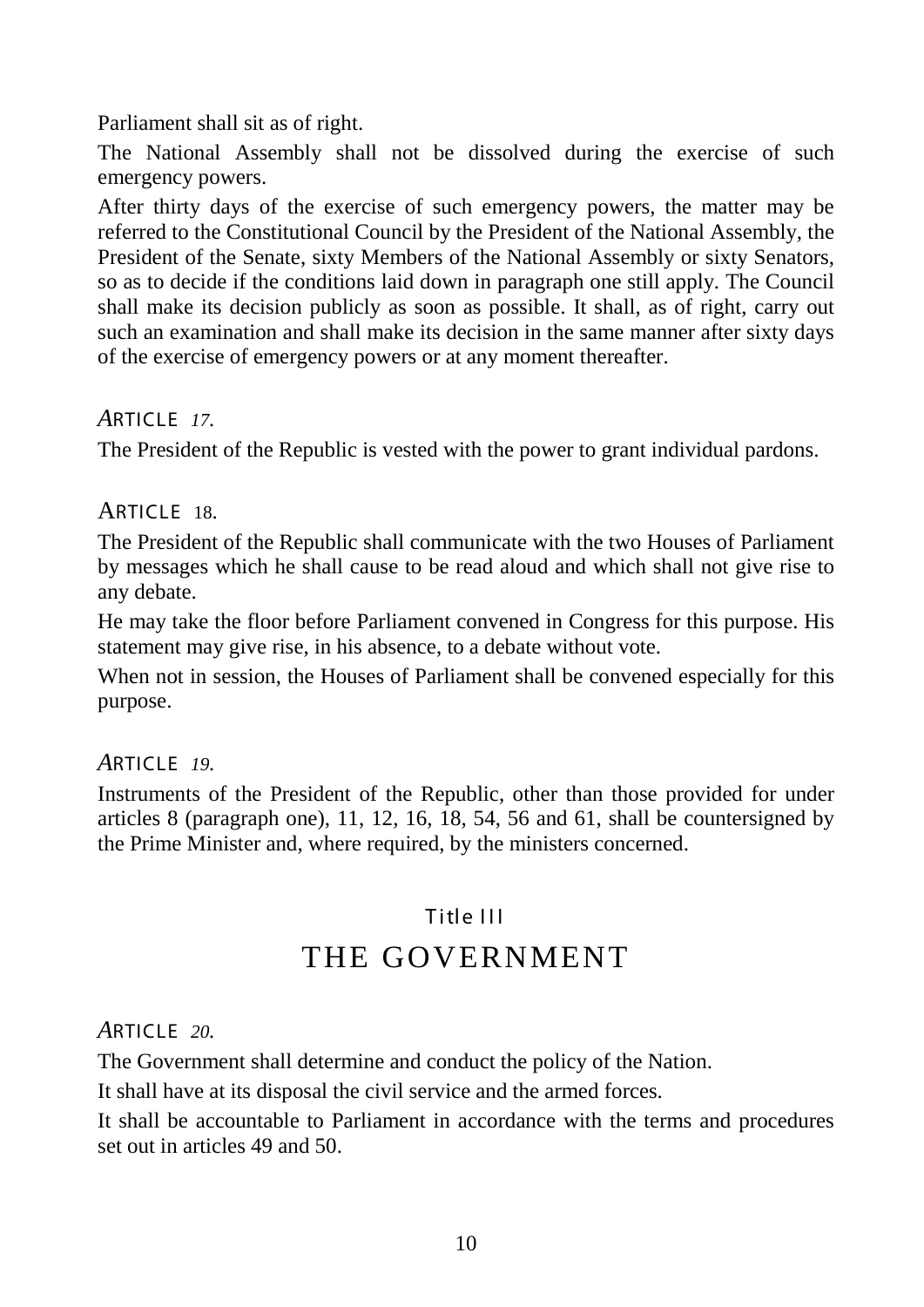Parliament shall sit as of right.

The National Assembly shall not be dissolved during the exercise of such emergency powers.

After thirty days of the exercise of such emergency powers, the matter may be referred to the Constitutional Council by the President of the National Assembly, the President of the Senate, sixty Members of the National Assembly or sixty Senators, so as to decide if the conditions laid down in paragraph one still apply. The Council shall make its decision publicly as soon as possible. It shall, as of right, carry out such an examination and shall make its decision in the same manner after sixty days of the exercise of emergency powers or at any moment thereafter.

### ARTICLE 17.

The President of the Republic is vested with the power to grant individual pardons.

### ARTICLE 18.

The President of the Republic shall communicate with the two Houses of Parliament by messages which he shall cause to be read aloud and which shall not give rise to any debate.

He may take the floor before Parliament convened in Congress for this purpose. His statement may give rise, in his absence, to a debate without vote.

When not in session, the Houses of Parliament shall be convened especially for this purpose.

### ARTICLE 19.

Instruments of the President of the Republic, other than those provided for under articles 8 (paragraph one), 11, 12, 16, 18, 54, 56 and 61, shall be countersigned by the Prime Minister and, where required, by the ministers concerned.

## Title III

# THE GOVERNMENT

### ARTICLE 20.

The Government shall determine and conduct the policy of the Nation.

It shall have at its disposal the civil service and the armed forces.

It shall be accountable to Parliament in accordance with the terms and procedures set out in articles 49 and 50.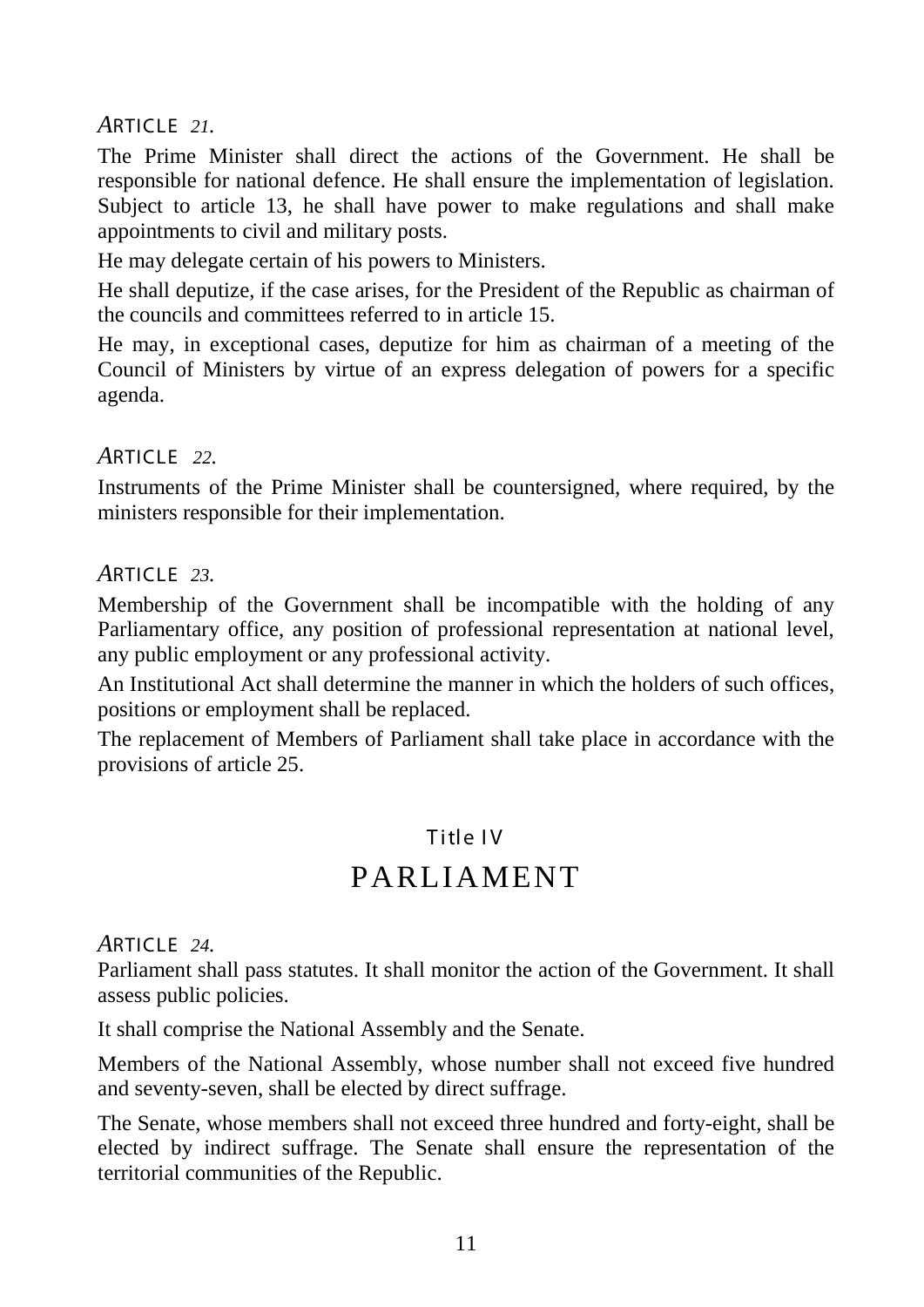### ARTICLE 21.

The Prime Minister shall direct the actions of the Government. He shall be responsible for national defence. He shall ensure the implementation of legislation. Subject to article 13, he shall have power to make regulations and shall make appointments to civil and military posts.

He may delegate certain of his powers to Ministers.

He shall deputize, if the case arises, for the President of the Republic as chairman of the councils and committees referred to in article 15.

He may, in exceptional cases, deputize for him as chairman of a meeting of the Council of Ministers by virtue of an express delegation of powers for a specific agenda.

### ARTICLE 22.

Instruments of the Prime Minister shall be countersigned, where required, by the ministers responsible for their implementation.

### ARTICLE 23.

Membership of the Government shall be incompatible with the holding of any Parliamentary office, any position of professional representation at national level, any public employment or any professional activity.

An Institutional Act shall determine the manner in which the holders of such offices, positions or employment shall be replaced.

The replacement of Members of Parliament shall take place in accordance with the provisions of article 25.

## Title IV

# PARLIAMENT

### ARTICLE 24.

Parliament shall pass statutes. It shall monitor the action of the Government. It shall assess public policies.

It shall comprise the National Assembly and the Senate.

Members of the National Assembly, whose number shall not exceed five hundred and seventy-seven, shall be elected by direct suffrage.

The Senate, whose members shall not exceed three hundred and forty-eight, shall be elected by indirect suffrage. The Senate shall ensure the representation of the territorial communities of the Republic.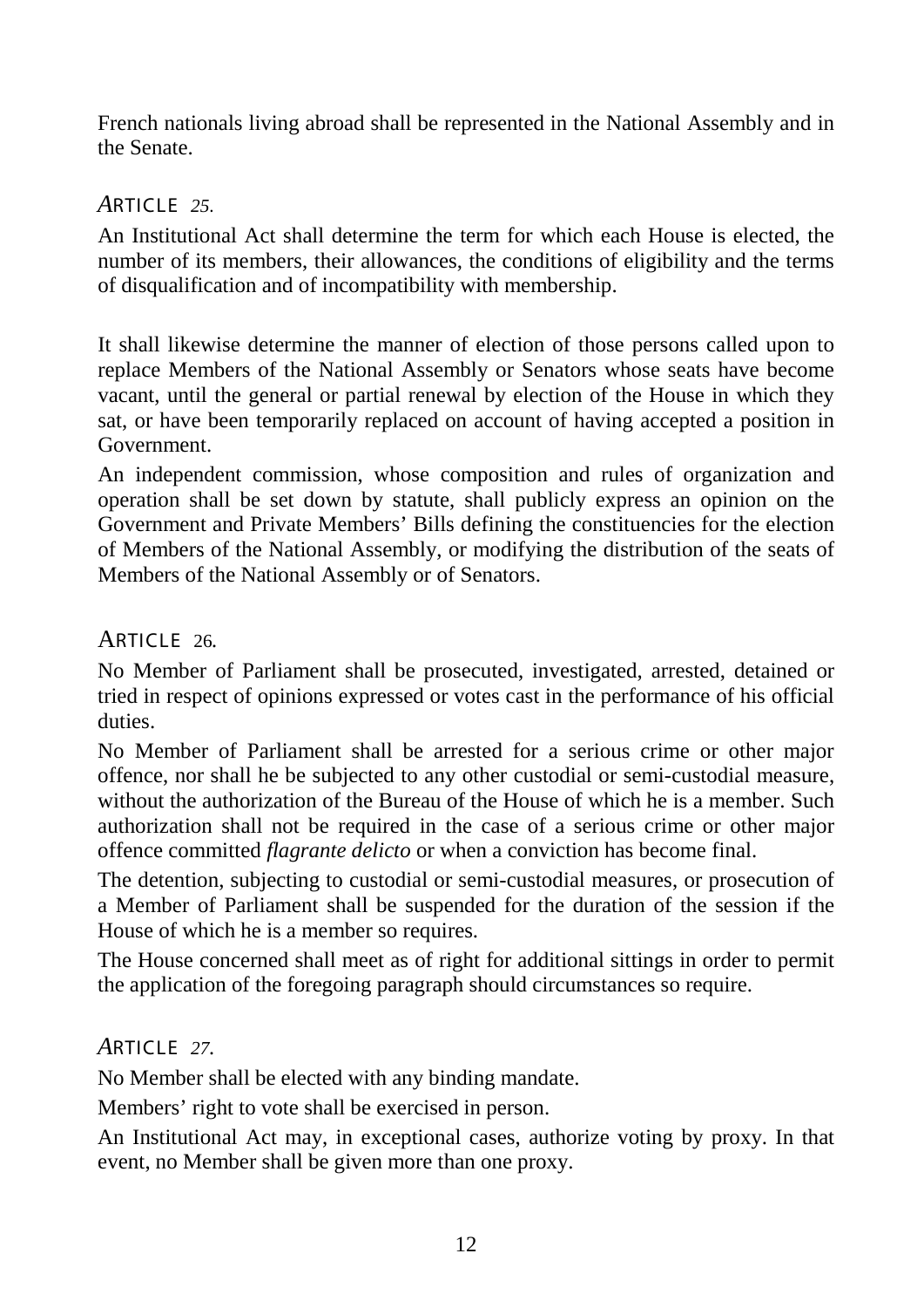French nationals living abroad shall be represented in the National Assembly and in the Senate.

### ARTICLE 25.

An Institutional Act shall determine the term for which each House is elected, the number of its members, their allowances, the conditions of eligibility and the terms of disqualification and of incompatibility with membership.

It shall likewise determine the manner of election of those persons called upon to replace Members of the National Assembly or Senators whose seats have become vacant, until the general or partial renewal by election of the House in which they sat, or have been temporarily replaced on account of having accepted a position in Government.

An independent commission, whose composition and rules of organization and operation shall be set down by statute, shall publicly express an opinion on the Government and Private Members' Bills defining the constituencies for the election of Members of the National Assembly, or modifying the distribution of the seats of Members of the National Assembly or of Senators.

### ARTICLE 26.

No Member of Parliament shall be prosecuted, investigated, arrested, detained or tried in respect of opinions expressed or votes cast in the performance of his official duties.

No Member of Parliament shall be arrested for a serious crime or other major offence, nor shall he be subjected to any other custodial or semi-custodial measure, without the authorization of the Bureau of the House of which he is a member. Such authorization shall not be required in the case of a serious crime or other major offence committed *flagrante delicto* or when a conviction has become final.

The detention, subjecting to custodial or semi-custodial measures, or prosecution of a Member of Parliament shall be suspended for the duration of the session if the House of which he is a member so requires.

The House concerned shall meet as of right for additional sittings in order to permit the application of the foregoing paragraph should circumstances so require.

### ARTICLE 27.

No Member shall be elected with any binding mandate.

Members' right to vote shall be exercised in person.

An Institutional Act may, in exceptional cases, authorize voting by proxy. In that event, no Member shall be given more than one proxy.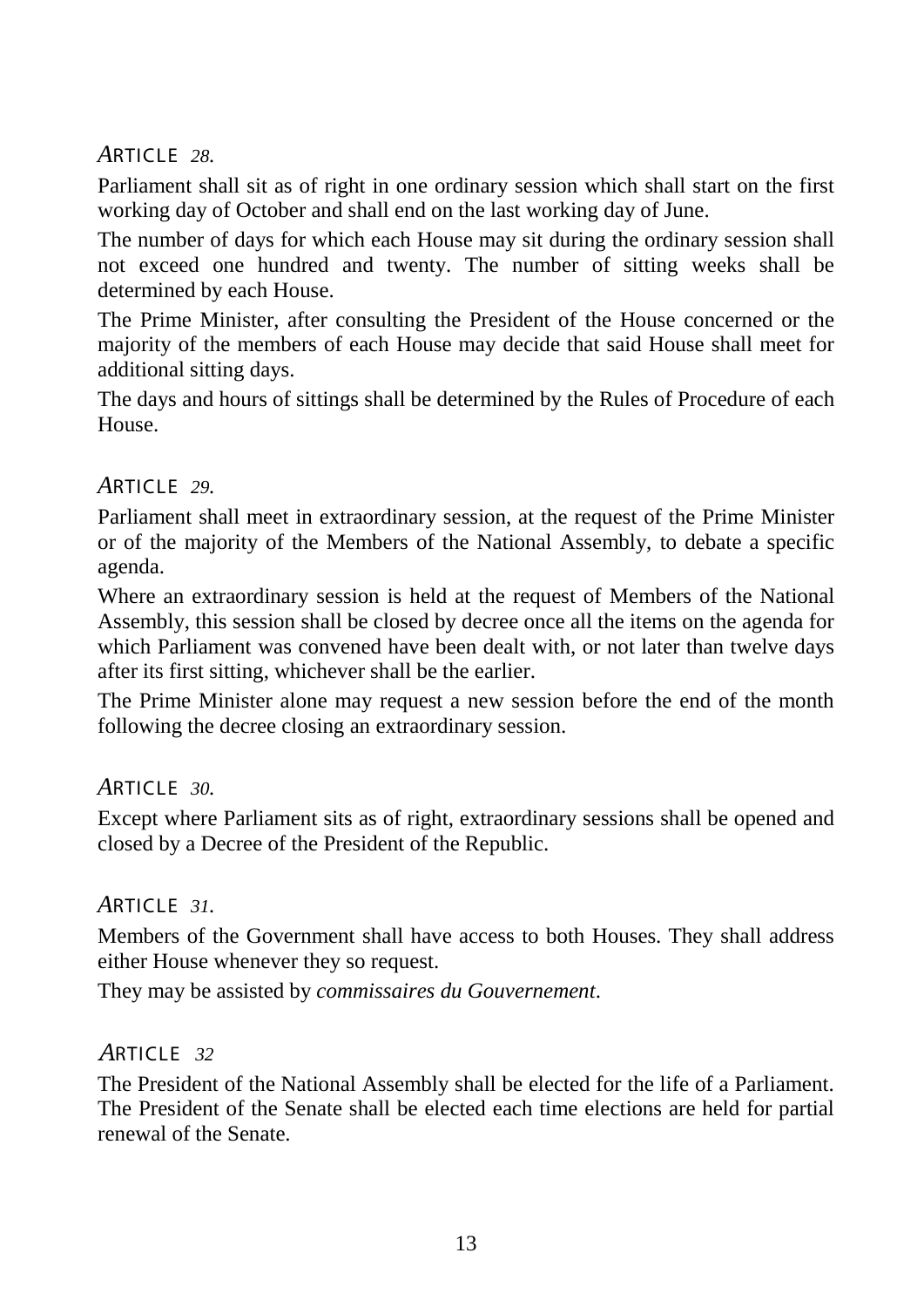### *A*RTICLE *28.*

Parliament shall sit as of right in one ordinary session which shall start on the first working day of October and shall end on the last working day of June.

The number of days for which each House may sit during the ordinary session shall not exceed one hundred and twenty. The number of sitting weeks shall be determined by each House.

The Prime Minister, after consulting the President of the House concerned or the majority of the members of each House may decide that said House shall meet for additional sitting days.

The days and hours of sittings shall be determined by the Rules of Procedure of each House.

### *A*RTICLE *29.*

Parliament shall meet in extraordinary session, at the request of the Prime Minister or of the majority of the Members of the National Assembly, to debate a specific agenda.

Where an extraordinary session is held at the request of Members of the National Assembly, this session shall be closed by decree once all the items on the agenda for which Parliament was convened have been dealt with, or not later than twelve days after its first sitting, whichever shall be the earlier.

The Prime Minister alone may request a new session before the end of the month following the decree closing an extraordinary session.

### *A*RTICLE *30.*

Except where Parliament sits as of right, extraordinary sessions shall be opened and closed by a Decree of the President of the Republic.

### *A*RTICLE *31.*

Members of the Government shall have access to both Houses. They shall address either House whenever they so request.

They may be assisted by *commissaires du Gouvernement*.

### *A*RTICLE *32*

The President of the National Assembly shall be elected for the life of a Parliament. The President of the Senate shall be elected each time elections are held for partial renewal of the Senate.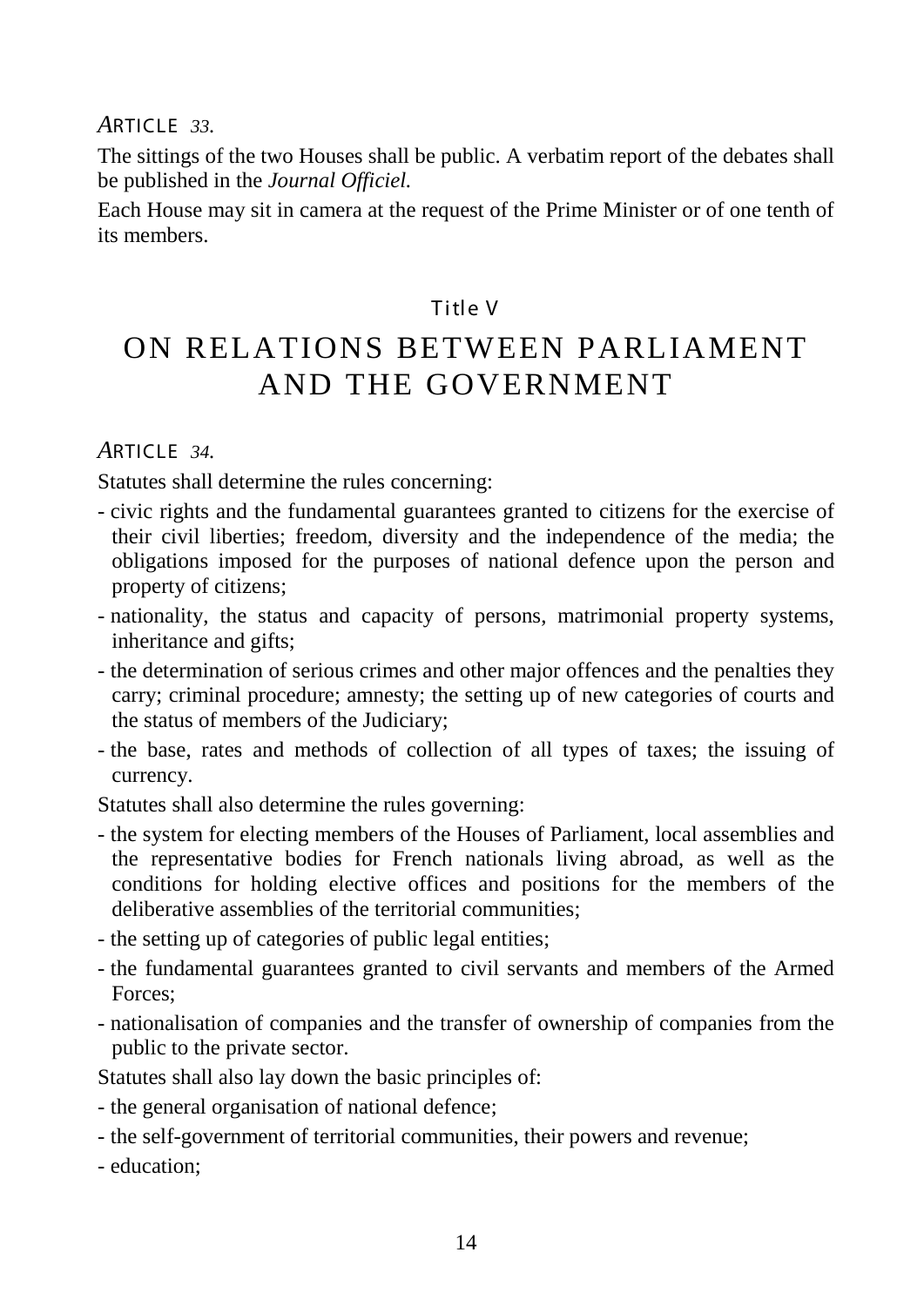*ARTICLE 33.*

The sittings of the two Houses shall be public. A verbatim report of the debates shall be published in the *Journal Officiel.*

Each House may sit in camera at the request of the Prime Minister or of one tenth of its members.

Title V

# ON RELATIONS BETWEEN PARLIAMENT AND THE GOVERNMENT

*ARTICLE 34.*

Statutes shall determine the rules concerning:

- civic rights and the fundamental guarantees granted to citizens for the exercise of their civil liberties; freedom, diversity and the independence of the media; the obligations imposed for the purposes of national defence upon the person and property of citizens;
- nationality, the status and capacity of persons, matrimonial property systems, inheritance and gifts;
- the determination of serious crimes and other major offences and the penalties they carry; criminal procedure; amnesty; the setting up of new categories of courts and the status of members of the Judiciary;
- the base, rates and methods of collection of all types of taxes; the issuing of currency.

Statutes shall also determine the rules governing:

- the system for electing members of the Houses of Parliament, local assemblies and the representative bodies for French nationals living abroad, as well as the conditions for holding elective offices and positions for the members of the deliberative assemblies of the territorial communities;
- the setting up of categories of public legal entities;
- the fundamental guarantees granted to civil servants and members of the Armed Forces;
- nationalisation of companies and the transfer of ownership of companies from the public to the private sector.

Statutes shall also lay down the basic principles of:

- the general organisation of national defence;
- the self-government of territorial communities, their powers and revenue;
- education;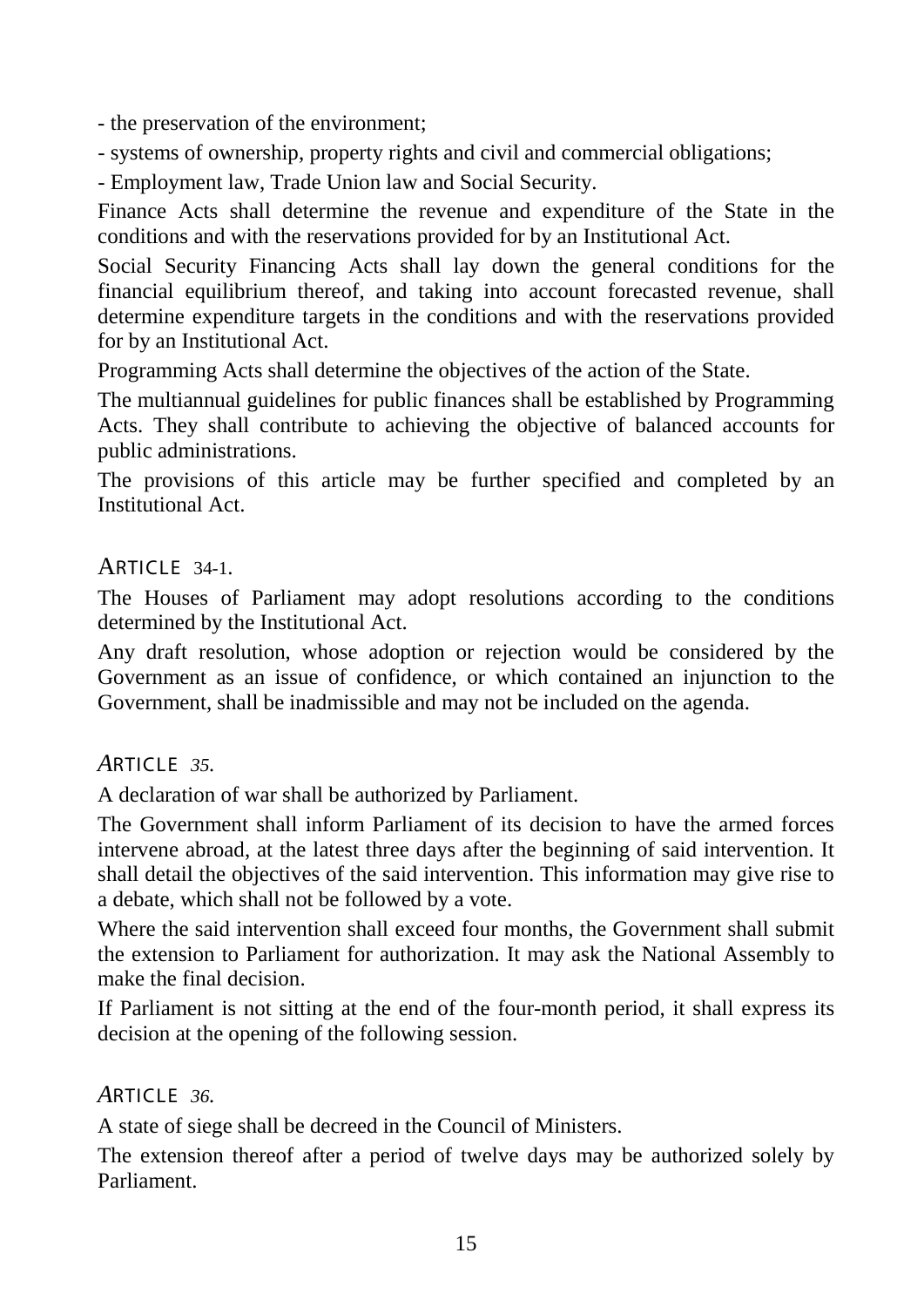- the preservation of the environment;

- systems of ownership, property rights and civil and commercial obligations;

- Employment law, Trade Union law and Social Security.

Finance Acts shall determine the revenue and expenditure of the State in the conditions and with the reservations provided for by an Institutional Act.

Social Security Financing Acts shall lay down the general conditions for the financial equilibrium thereof, and taking into account forecasted revenue, shall determine expenditure targets in the conditions and with the reservations provided for by an Institutional Act.

Programming Acts shall determine the objectives of the action of the State.

The multiannual guidelines for public finances shall be established by Programming Acts. They shall contribute to achieving the objective of balanced accounts for public administrations.

The provisions of this article may be further specified and completed by an Institutional Act.

### ARTICLE 34-1.

The Houses of Parliament may adopt resolutions according to the conditions determined by the Institutional Act.

Any draft resolution, whose adoption or rejection would be considered by the Government as an issue of confidence, or which contained an injunction to the Government, shall be inadmissible and may not be included on the agenda.

### ARTICLE 35.

A declaration of war shall be authorized by Parliament.

The Government shall inform Parliament of its decision to have the armed forces intervene abroad, at the latest three days after the beginning of said intervention. It shall detail the objectives of the said intervention. This information may give rise to a debate, which shall not be followed by a vote.

Where the said intervention shall exceed four months, the Government shall submit the extension to Parliament for authorization. It may ask the National Assembly to make the final decision.

If Parliament is not sitting at the end of the four-month period, it shall express its decision at the opening of the following session.

### ARTICLE 36.

A state of siege shall be decreed in the Council of Ministers.

The extension thereof after a period of twelve days may be authorized solely by Parliament.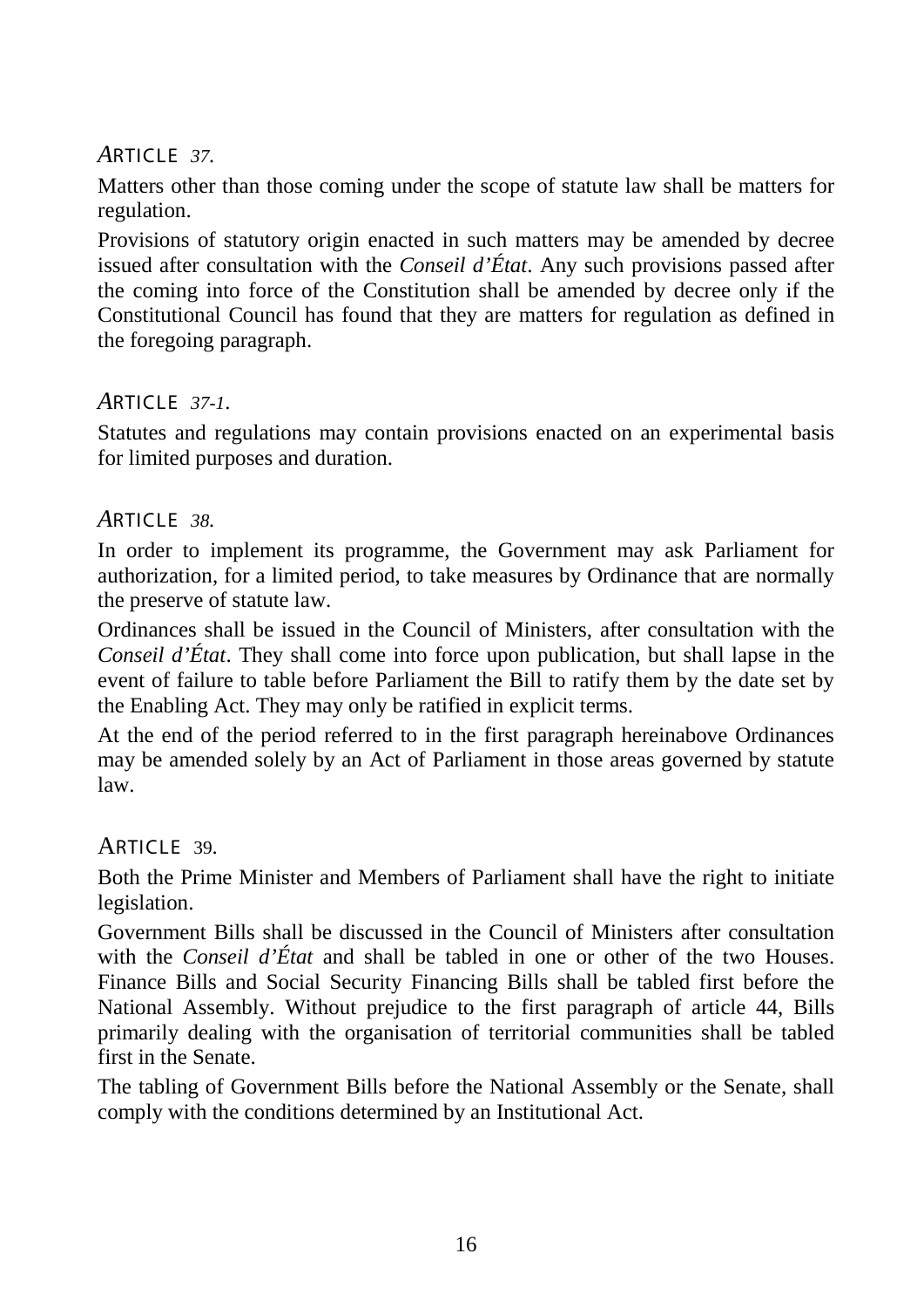### *ARTICLE 37.*

Matters other than those coming under the scope of statute law shall be matters for regulation.

Provisions of statutory origin enacted in such matters may be amended by decree issued after consultation with the *Conseil d'État*. Any such provisions passed after the coming into force of the Constitution shall be amended by decree only if the Constitutional Council has found that they are matters for regulation as defined in the foregoing paragraph.

### *ARTICLE 37-1.*

Statutes and regulations may contain provisions enacted on an experimental basis for limited purposes and duration.

### *ARTICLE 38.*

In order to implement its programme, the Government may ask Parliament for authorization, for a limited period, to take measures by Ordinance that are normally the preserve of statute law.

Ordinances shall be issued in the Council of Ministers, after consultation with the *Conseil d'État*. They shall come into force upon publication, but shall lapse in the event of failure to table before Parliament the Bill to ratify them by the date set by the Enabling Act. They may only be ratified in explicit terms.

At the end of the period referred to in the first paragraph hereinabove Ordinances may be amended solely by an Act of Parliament in those areas governed by statute law.

### ARTICLE 39.

Both the Prime Minister and Members of Parliament shall have the right to initiate legislation.

Government Bills shall be discussed in the Council of Ministers after consultation with the *Conseil d'État* and shall be tabled in one or other of the two Houses. Finance Bills and Social Security Financing Bills shall be tabled first before the National Assembly. Without prejudice to the first paragraph of article 44, Bills primarily dealing with the organisation of territorial communities shall be tabled first in the Senate.

The tabling of Government Bills before the National Assembly or the Senate, shall comply with the conditions determined by an Institutional Act.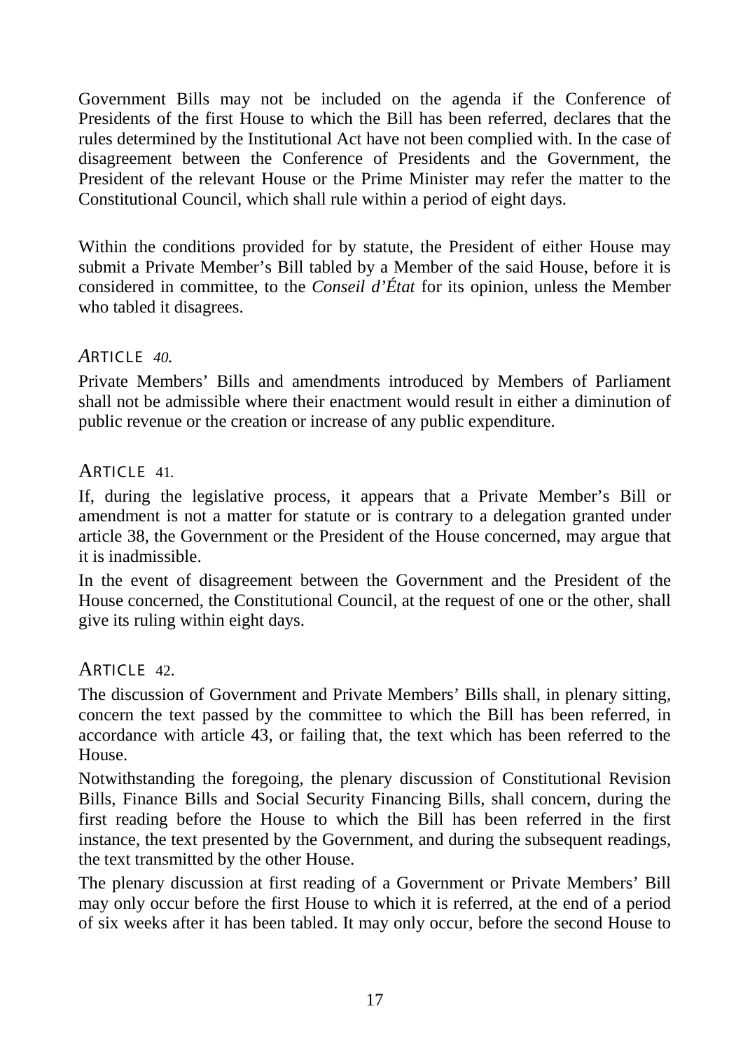Government Bills may not be included on the agenda if the Conference of Presidents of the first House to which the Bill has been referred, declares that the rules determined by the Institutional Act have not been complied with. In the case of disagreement between the Conference of Presidents and the Government, the President of the relevant House or the Prime Minister may refer the matter to the Constitutional Council, which shall rule within a period of eight days.

Within the conditions provided for by statute, the President of either House may submit a Private Member's Bill tabled by a Member of the said House, before it is considered in committee, to the *Conseil d'État* for its opinion, unless the Member who tabled it disagrees.

### ARTICLE 40.

Private Members' Bills and amendments introduced by Members of Parliament shall not be admissible where their enactment would result in either a diminution of public revenue or the creation or increase of any public expenditure.

### ARTICLE 41.

If, during the legislative process, it appears that a Private Member's Bill or amendment is not a matter for statute or is contrary to a delegation granted under article 38, the Government or the President of the House concerned, may argue that it is inadmissible.

In the event of disagreement between the Government and the President of the House concerned, the Constitutional Council, at the request of one or the other, shall give its ruling within eight days.

### ARTICLE 42.

The discussion of Government and Private Members' Bills shall, in plenary sitting, concern the text passed by the committee to which the Bill has been referred, in accordance with article 43, or failing that, the text which has been referred to the House.

Notwithstanding the foregoing, the plenary discussion of Constitutional Revision Bills, Finance Bills and Social Security Financing Bills, shall concern, during the first reading before the House to which the Bill has been referred in the first instance, the text presented by the Government, and during the subsequent readings, the text transmitted by the other House.

The plenary discussion at first reading of a Government or Private Members' Bill may only occur before the first House to which it is referred, at the end of a period of six weeks after it has been tabled. It may only occur, before the second House to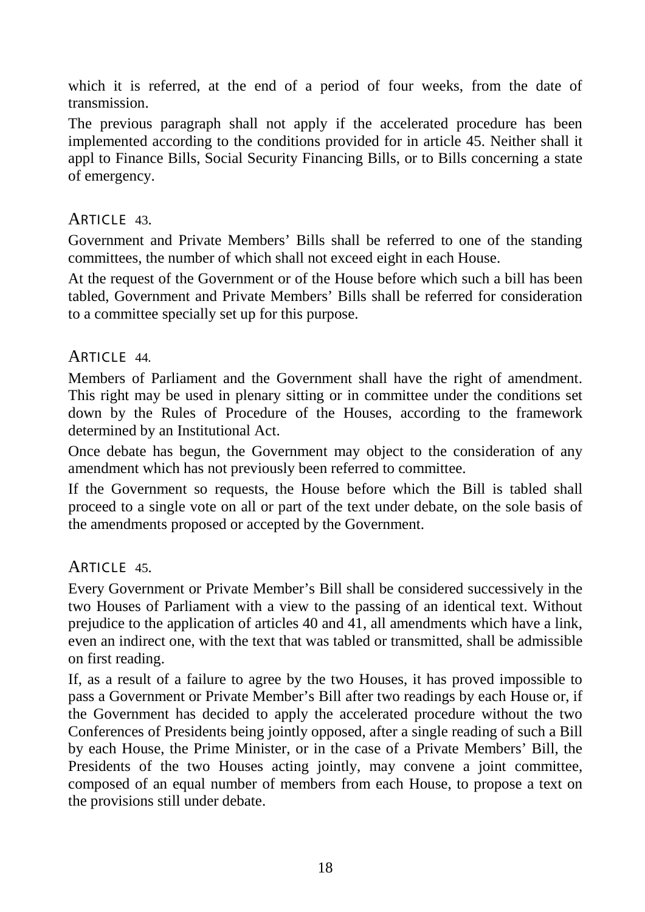which it is referred, at the end of a period of four weeks, from the date of transmission.

The previous paragraph shall not apply if the accelerated procedure has been implemented according to the conditions provided for in article 45. Neither shall it appl to Finance Bills, Social Security Financing Bills, or to Bills concerning a state of emergency.

## ARTICLE 43.

Government and Private Members' Bills shall be referred to one of the standing committees, the number of which shall not exceed eight in each House.

At the request of the Government or of the House before which such a bill has been tabled, Government and Private Members' Bills shall be referred for consideration to a committee specially set up for this purpose.

## ARTICLE 44.

Members of Parliament and the Government shall have the right of amendment. This right may be used in plenary sitting or in committee under the conditions set down by the Rules of Procedure of the Houses, according to the framework determined by an Institutional Act.

Once debate has begun, the Government may object to the consideration of any amendment which has not previously been referred to committee.

If the Government so requests, the House before which the Bill is tabled shall proceed to a single vote on all or part of the text under debate, on the sole basis of the amendments proposed or accepted by the Government.

## ARTICLE 45.

Every Government or Private Member's Bill shall be considered successively in the two Houses of Parliament with a view to the passing of an identical text. Without prejudice to the application of articles 40 and 41, all amendments which have a link, even an indirect one, with the text that was tabled or transmitted, shall be admissible on first reading.

If, as a result of a failure to agree by the two Houses, it has proved impossible to pass a Government or Private Member's Bill after two readings by each House or, if the Government has decided to apply the accelerated procedure without the two Conferences of Presidents being jointly opposed, after a single reading of such a Bill by each House, the Prime Minister, or in the case of a Private Members' Bill, the Presidents of the two Houses acting jointly, may convene a joint committee, composed of an equal number of members from each House, to propose a text on the provisions still under debate.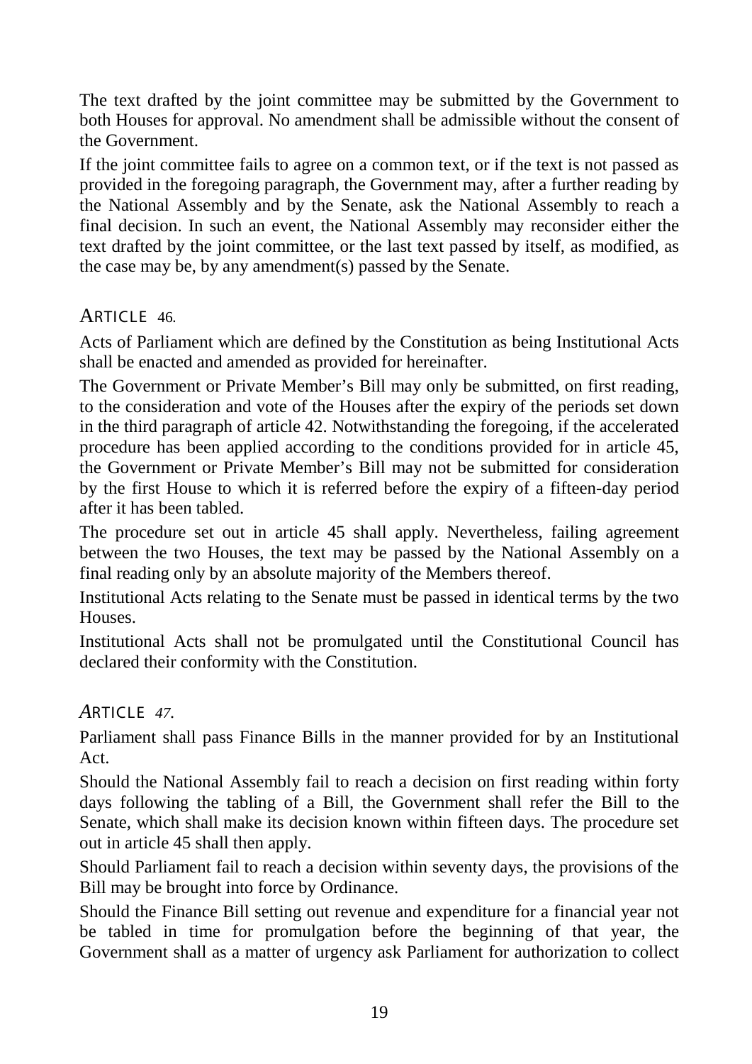The text drafted by the joint committee may be submitted by the Government to both Houses for approval. No amendment shall be admissible without the consent of the Government.

If the joint committee fails to agree on a common text, or if the text is not passed as provided in the foregoing paragraph, the Government may, after a further reading by the National Assembly and by the Senate, ask the National Assembly to reach a final decision. In such an event, the National Assembly may reconsider either the text drafted by the joint committee, or the last text passed by itself, as modified, as the case may be, by any amendment(s) passed by the Senate.

### ARTICLE 46.

Acts of Parliament which are defined by the Constitution as being Institutional Acts shall be enacted and amended as provided for hereinafter.

The Government or Private Member's Bill may only be submitted, on first reading, to the consideration and vote of the Houses after the expiry of the periods set down in the third paragraph of article 42. Notwithstanding the foregoing, if the accelerated procedure has been applied according to the conditions provided for in article 45, the Government or Private Member's Bill may not be submitted for consideration by the first House to which it is referred before the expiry of a fifteen-day period after it has been tabled.

The procedure set out in article 45 shall apply. Nevertheless, failing agreement between the two Houses, the text may be passed by the National Assembly on a final reading only by an absolute majority of the Members thereof.

Institutional Acts relating to the Senate must be passed in identical terms by the two Houses.

Institutional Acts shall not be promulgated until the Constitutional Council has declared their conformity with the Constitution.

### *ARTICLE 47.*

Parliament shall pass Finance Bills in the manner provided for by an Institutional Act.

Should the National Assembly fail to reach a decision on first reading within forty days following the tabling of a Bill, the Government shall refer the Bill to the Senate, which shall make its decision known within fifteen days. The procedure set out in article 45 shall then apply.

Should Parliament fail to reach a decision within seventy days, the provisions of the Bill may be brought into force by Ordinance.

Should the Finance Bill setting out revenue and expenditure for a financial year not be tabled in time for promulgation before the beginning of that year, the Government shall as a matter of urgency ask Parliament for authorization to collect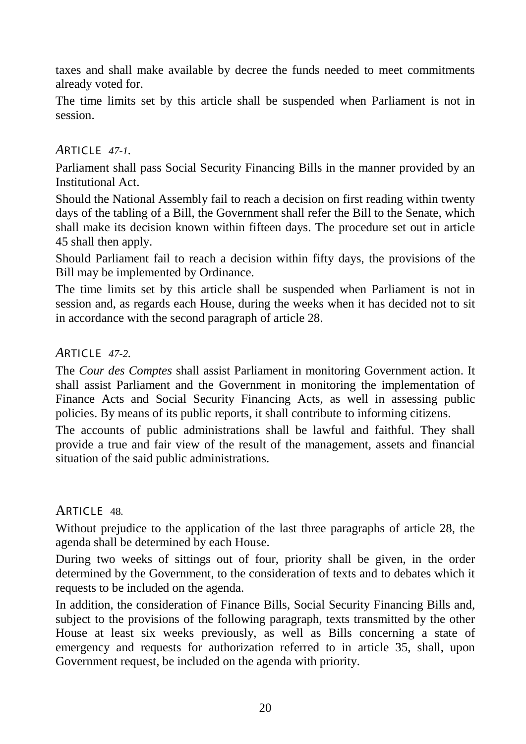taxes and shall make available by decree the funds needed to meet commitments already voted for.

The time limits set by this article shall be suspended when Parliament is not in session.

### ARTICLE 47-1.

Parliament shall pass Social Security Financing Bills in the manner provided by an Institutional Act.

Should the National Assembly fail to reach a decision on first reading within twenty days of the tabling of a Bill, the Government shall refer the Bill to the Senate, which shall make its decision known within fifteen days. The procedure set out in article 45 shall then apply.

Should Parliament fail to reach a decision within fifty days, the provisions of the Bill may be implemented by Ordinance.

The time limits set by this article shall be suspended when Parliament is not in session and, as regards each House, during the weeks when it has decided not to sit in accordance with the second paragraph of article 28.

### ARTICLE 47-2.

The *Cour des Comptes* shall assist Parliament in monitoring Government action. It shall assist Parliament and the Government in monitoring the implementation of Finance Acts and Social Security Financing Acts, as well in assessing public policies. By means of its public reports, it shall contribute to informing citizens.

The accounts of public administrations shall be lawful and faithful. They shall provide a true and fair view of the result of the management, assets and financial situation of the said public administrations.

### ARTICLE 48.

Without prejudice to the application of the last three paragraphs of article 28, the agenda shall be determined by each House.

During two weeks of sittings out of four, priority shall be given, in the order determined by the Government, to the consideration of texts and to debates which it requests to be included on the agenda.

In addition, the consideration of Finance Bills, Social Security Financing Bills and, subject to the provisions of the following paragraph, texts transmitted by the other House at least six weeks previously, as well as Bills concerning a state of emergency and requests for authorization referred to in article 35, shall, upon Government request, be included on the agenda with priority.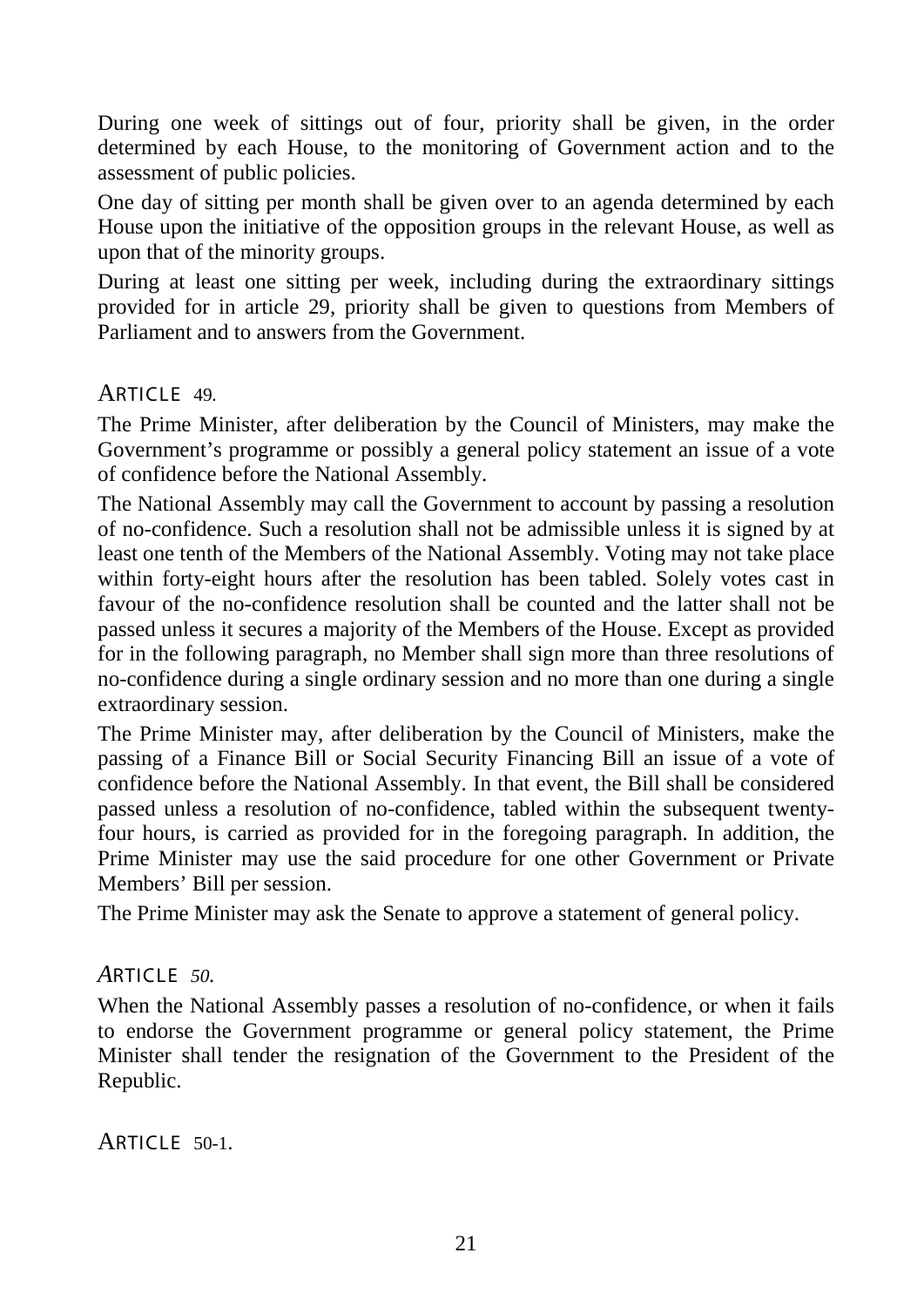During one week of sittings out of four, priority shall be given, in the order determined by each House, to the monitoring of Government action and to the assessment of public policies.

One day of sitting per month shall be given over to an agenda determined by each House upon the initiative of the opposition groups in the relevant House, as well as upon that of the minority groups.

During at least one sitting per week, including during the extraordinary sittings provided for in article 29, priority shall be given to questions from Members of Parliament and to answers from the Government.

## ARTICLE 49.

The Prime Minister, after deliberation by the Council of Ministers, may make the Government's programme or possibly a general policy statement an issue of a vote of confidence before the National Assembly.

The National Assembly may call the Government to account by passing a resolution of no-confidence. Such a resolution shall not be admissible unless it is signed by at least one tenth of the Members of the National Assembly. Voting may not take place within forty-eight hours after the resolution has been tabled. Solely votes cast in favour of the no-confidence resolution shall be counted and the latter shall not be passed unless it secures a majority of the Members of the House. Except as provided for in the following paragraph, no Member shall sign more than three resolutions of no-confidence during a single ordinary session and no more than one during a single extraordinary session.

The Prime Minister may, after deliberation by the Council of Ministers, make the passing of a Finance Bill or Social Security Financing Bill an issue of a vote of confidence before the National Assembly. In that event, the Bill shall be considered passed unless a resolution of no-confidence, tabled within the subsequent twenty-four hours, is carried as provided for in the foregoing paragraph. In addition, the Prime Minister may use the said procedure for one other Government or Private Members' Bill per session.

The Prime Minister may ask the Senate to approve a statement of general policy.

## *ARTICLE 50.*

When the National Assembly passes a resolution of no-confidence, or when it fails to endorse the Government programme or general policy statement, the Prime Minister shall tender the resignation of the Government to the President of the Republic.

## ARTICLE 50-1.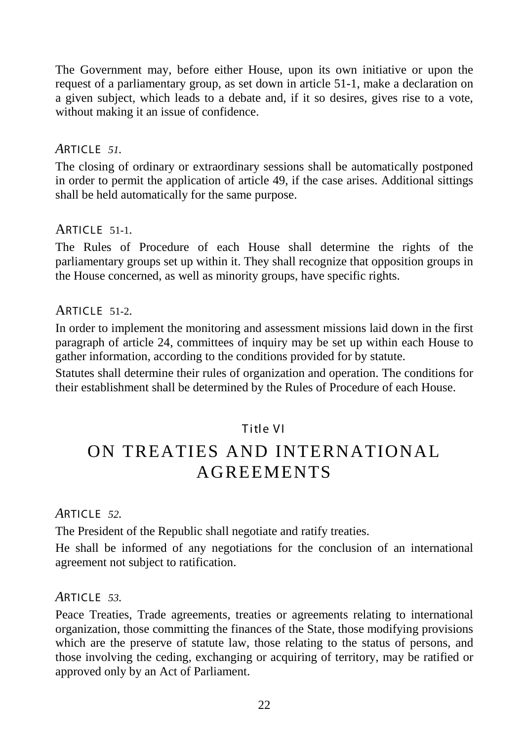The Government may, before either House, upon its own initiative or upon the request of a parliamentary group, as set down in article 51-1, make a declaration on a given subject, which leads to a debate and, if it so desires, gives rise to a vote, without making it an issue of confidence.

### ARTICLE 51.

The closing of ordinary or extraordinary sessions shall be automatically postponed in order to permit the application of article 49, if the case arises. Additional sittings shall be held automatically for the same purpose.

### ARTICLE 51-1.

The Rules of Procedure of each House shall determine the rights of the parliamentary groups set up within it. They shall recognize that opposition groups in the House concerned, as well as minority groups, have specific rights.

### ARTICLE 51-2.

In order to implement the monitoring and assessment missions laid down in the first paragraph of article 24, committees of inquiry may be set up within each House to gather information, according to the conditions provided for by statute.

Statutes shall determine their rules of organization and operation. The conditions for their establishment shall be determined by the Rules of Procedure of each House.

## Title VI

# ON TREATIES AND INTERNATIONAL AGREEMENTS

### ARTICLE 52.

The President of the Republic shall negotiate and ratify treaties.

He shall be informed of any negotiations for the conclusion of an international agreement not subject to ratification.

### ARTICLE 53.

Peace Treaties, Trade agreements, treaties or agreements relating to international organization, those committing the finances of the State, those modifying provisions which are the preserve of statute law, those relating to the status of persons, and those involving the ceding, exchanging or acquiring of territory, may be ratified or approved only by an Act of Parliament.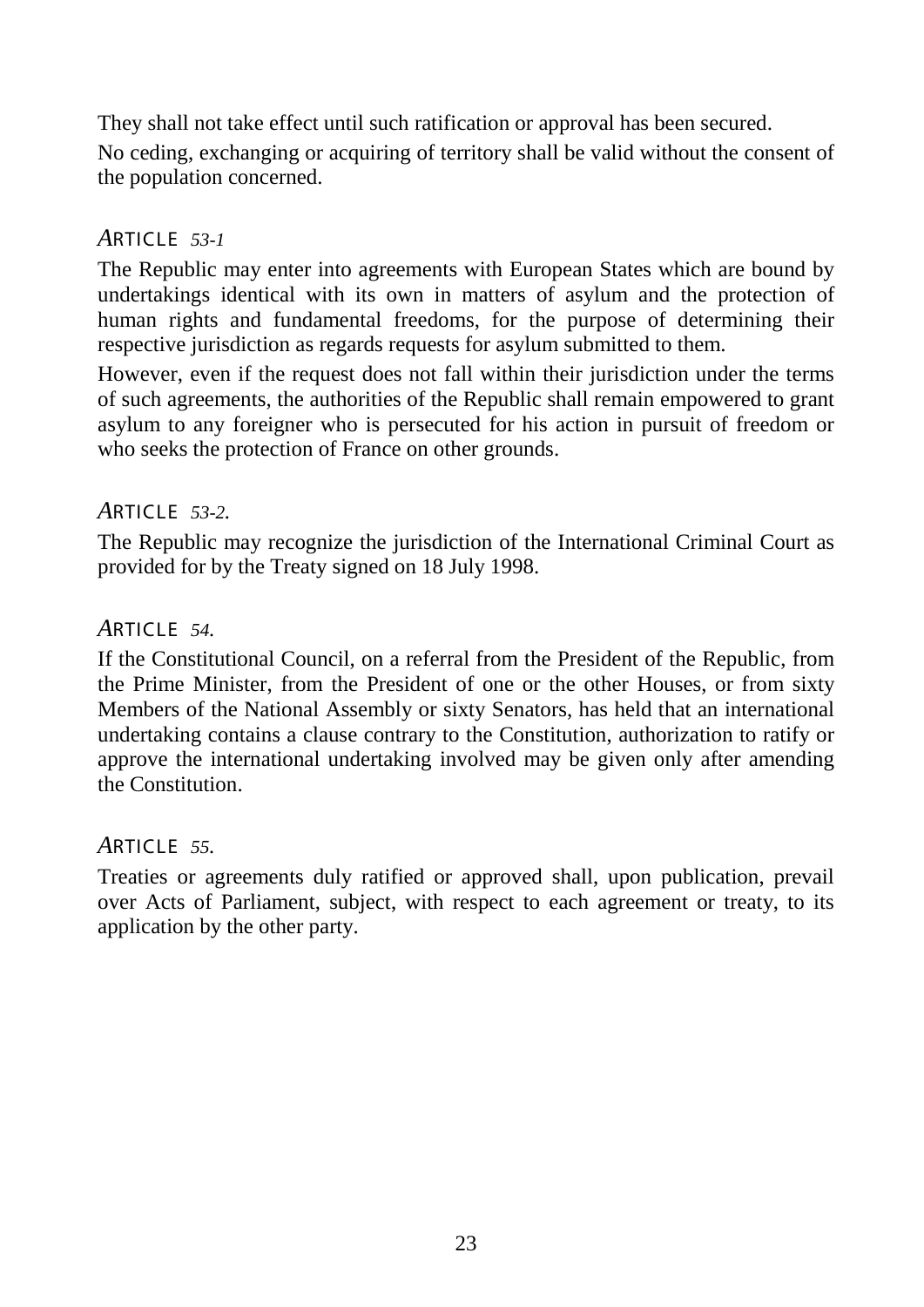They shall not take effect until such ratification or approval has been secured.

No ceding, exchanging or acquiring of territory shall be valid without the consent of the population concerned.

### *ARTICLE 53-1*

The Republic may enter into agreements with European States which are bound by undertakings identical with its own in matters of asylum and the protection of human rights and fundamental freedoms, for the purpose of determining their respective jurisdiction as regards requests for asylum submitted to them.

However, even if the request does not fall within their jurisdiction under the terms of such agreements, the authorities of the Republic shall remain empowered to grant asylum to any foreigner who is persecuted for his action in pursuit of freedom or who seeks the protection of France on other grounds.

### *ARTICLE 53-2.*

The Republic may recognize the jurisdiction of the International Criminal Court as provided for by the Treaty signed on 18 July 1998.

### *ARTICLE 54.*

If the Constitutional Council, on a referral from the President of the Republic, from the Prime Minister, from the President of one or the other Houses, or from sixty Members of the National Assembly or sixty Senators, has held that an international undertaking contains a clause contrary to the Constitution, authorization to ratify or approve the international undertaking involved may be given only after amending the Constitution.

### *ARTICLE 55.*

Treaties or agreements duly ratified or approved shall, upon publication, prevail over Acts of Parliament, subject, with respect to each agreement or treaty, to its application by the other party.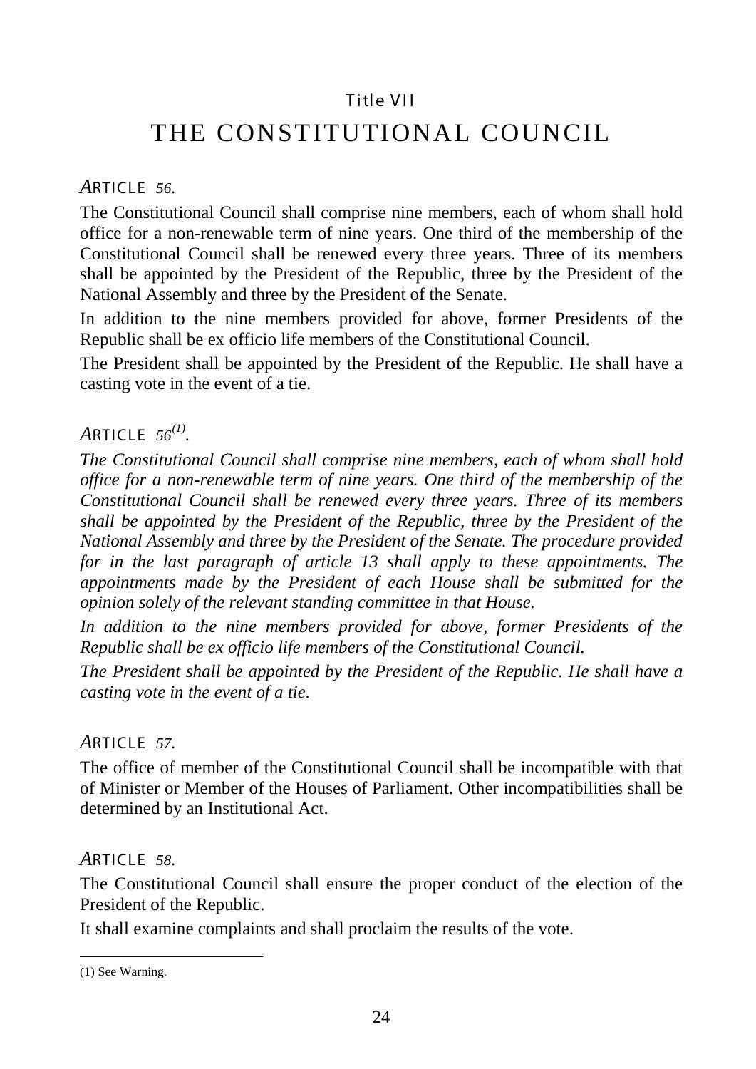Title VII

# THE CONSTITUTIONAL COUNCIL

*A*RTICLE *56.*

The Constitutional Council shall comprise nine members, each of whom shall hold office for a non-renewable term of nine years. One third of the membership of the Constitutional Council shall be renewed every three years. Three of its members shall be appointed by the President of the Republic, three by the President of the National Assembly and three by the President of the Senate.

In addition to the nine members provided for above, former Presidents of the Republic shall be ex officio life members of the Constitutional Council.

The President shall be appointed by the President of the Republic. He shall have a casting vote in the event of a tie.

*A*RTICLE *56*[(1)]*.*

*The Constitutional Council shall comprise nine members, each of whom shall hold office for a non-renewable term of nine years. One third of the membership of the Constitutional Council shall be renewed every three years. Three of its members shall be appointed by the President of the Republic, three by the President of the National Assembly and three by the President of the Senate. The procedure provided for in the last paragraph of article 13 shall apply to these appointments. The appointments made by the President of each House shall be submitted for the opinion solely of the relevant standing committee in that House.*

*In addition to the nine members provided for above, former Presidents of the Republic shall be ex officio life members of the Constitutional Council.*

*The President shall be appointed by the President of the Republic. He shall have a casting vote in the event of a tie.*

*A*RTICLE *57.*

The office of member of the Constitutional Council shall be incompatible with that of Minister or Member of the Houses of Parliament. Other incompatibilities shall be determined by an Institutional Act.

*A*RTICLE *58.*

The Constitutional Council shall ensure the proper conduct of the election of the President of the Republic.

It shall examine complaints and shall proclaim the results of the vote.

(1) See Warning.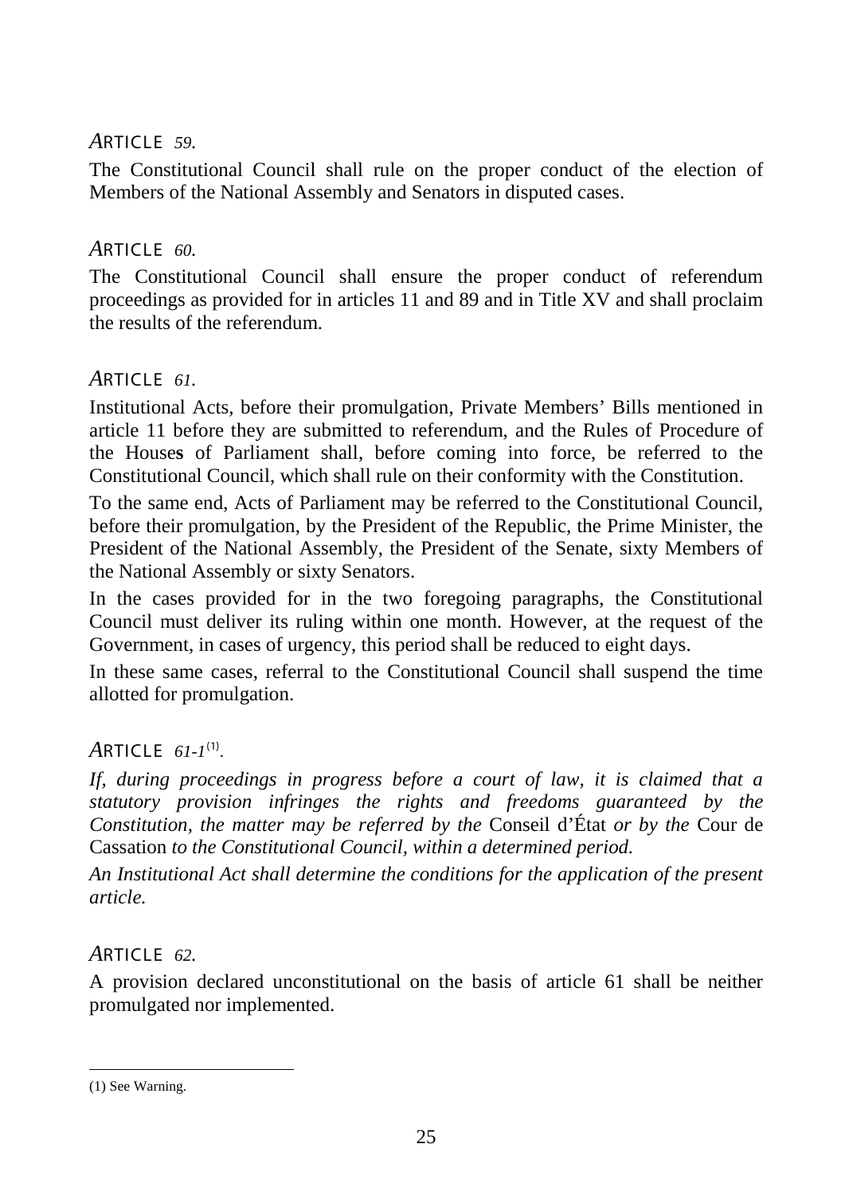### *A*RTICLE *59.*

The Constitutional Council shall rule on the proper conduct of the election of Members of the National Assembly and Senators in disputed cases.

### *A*RTICLE *60.*

The Constitutional Council shall ensure the proper conduct of referendum proceedings as provided for in articles 11 and 89 and in Title XV and shall proclaim the results of the referendum.

### *A*RTICLE *61.*

Institutional Acts, before their promulgation, Private Members' Bills mentioned in article 11 before they are submitted to referendum, and the Rules of Procedure of the Houses of Parliament shall, before coming into force, be referred to the Constitutional Council, which shall rule on their conformity with the Constitution.

To the same end, Acts of Parliament may be referred to the Constitutional Council, before their promulgation, by the President of the Republic, the Prime Minister, the President of the National Assembly, the President of the Senate, sixty Members of the National Assembly or sixty Senators.

In the cases provided for in the two foregoing paragraphs, the Constitutional Council must deliver its ruling within one month. However, at the request of the Government, in cases of urgency, this period shall be reduced to eight days.

In these same cases, referral to the Constitutional Council shall suspend the time allotted for promulgation.

### *A*RTICLE *61-1*[(1)].

*If, during proceedings in progress before a court of law, it is claimed that a statutory provision infringes the rights and freedoms guaranteed by the Constitution, the matter may be referred by the* Conseil d'État *or by the* Cour de Cassation *to the Constitutional Council, within a determined period.*

*An Institutional Act shall determine the conditions for the application of the present article.*

### *A*RTICLE *62.*

A provision declared unconstitutional on the basis of article 61 shall be neither promulgated nor implemented.

(1) See Warning.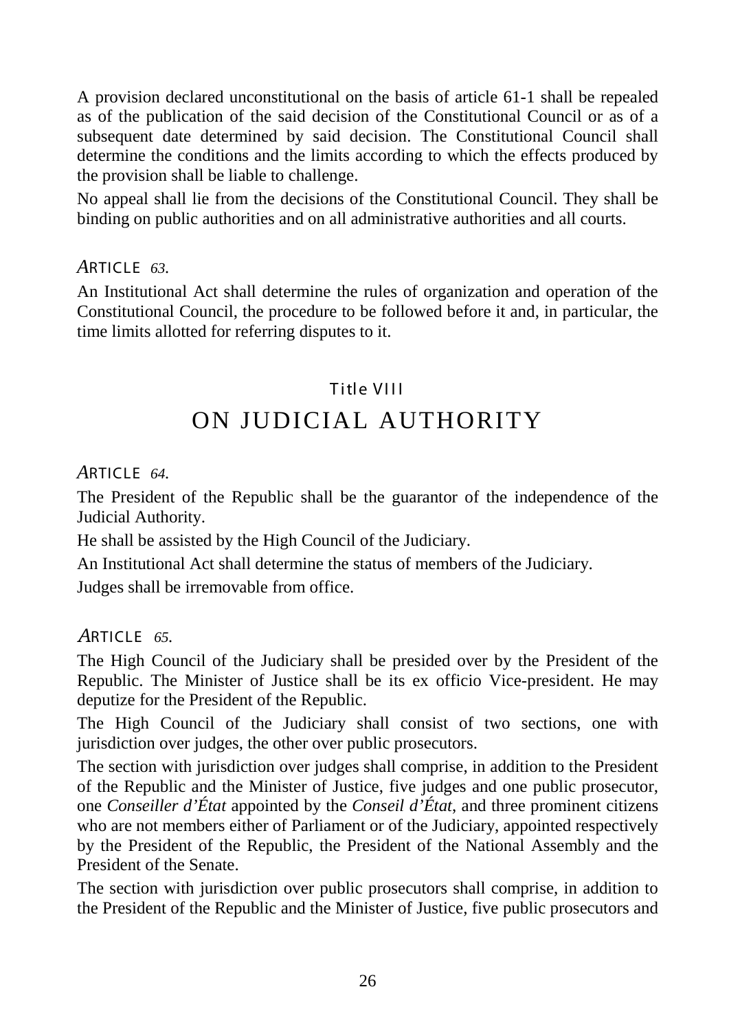A provision declared unconstitutional on the basis of article 61-1 shall be repealed as of the publication of the said decision of the Constitutional Council or as of a subsequent date determined by said decision. The Constitutional Council shall determine the conditions and the limits according to which the effects produced by the provision shall be liable to challenge.

No appeal shall lie from the decisions of the Constitutional Council. They shall be binding on public authorities and on all administrative authorities and all courts.

### *ARTICLE 63.*

An Institutional Act shall determine the rules of organization and operation of the Constitutional Council, the procedure to be followed before it and, in particular, the time limits allotted for referring disputes to it.

## Title VIII
# ON JUDICIAL AUTHORITY

### *ARTICLE 64.*

The President of the Republic shall be the guarantor of the independence of the Judicial Authority.

He shall be assisted by the High Council of the Judiciary.

An Institutional Act shall determine the status of members of the Judiciary.

Judges shall be irremovable from office.

### *ARTICLE 65.*

The High Council of the Judiciary shall be presided over by the President of the Republic. The Minister of Justice shall be its ex officio Vice-president. He may deputize for the President of the Republic.

The High Council of the Judiciary shall consist of two sections, one with jurisdiction over judges, the other over public prosecutors.

The section with jurisdiction over judges shall comprise, in addition to the President of the Republic and the Minister of Justice, five judges and one public prosecutor, one *Conseiller d'État* appointed by the *Conseil d'État*, and three prominent citizens who are not members either of Parliament or of the Judiciary, appointed respectively by the President of the Republic, the President of the National Assembly and the President of the Senate.

The section with jurisdiction over public prosecutors shall comprise, in addition to the President of the Republic and the Minister of Justice, five public prosecutors and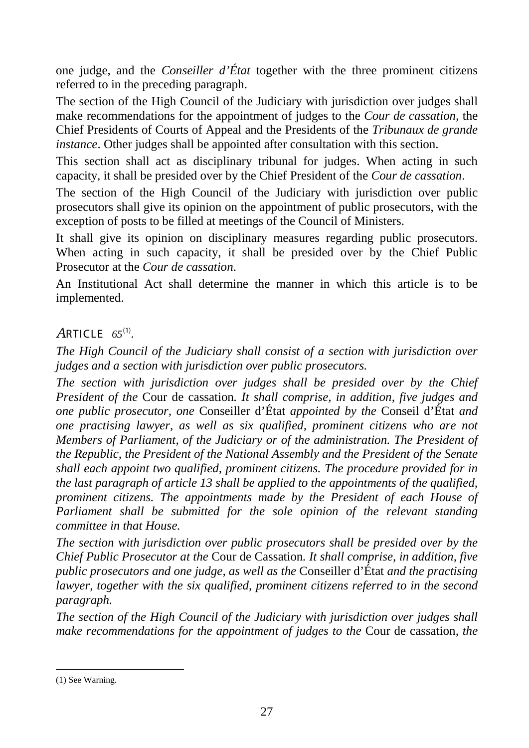one judge, and the *Conseiller d'État* together with the three prominent citizens referred to in the preceding paragraph.

The section of the High Council of the Judiciary with jurisdiction over judges shall make recommendations for the appointment of judges to the *Cour de cassation*, the Chief Presidents of Courts of Appeal and the Presidents of the *Tribunaux de grande instance*. Other judges shall be appointed after consultation with this section.

This section shall act as disciplinary tribunal for judges. When acting in such capacity, it shall be presided over by the Chief President of the *Cour de cassation*.

The section of the High Council of the Judiciary with jurisdiction over public prosecutors shall give its opinion on the appointment of public prosecutors, with the exception of posts to be filled at meetings of the Council of Ministers.

It shall give its opinion on disciplinary measures regarding public prosecutors. When acting in such capacity, it shall be presided over by the Chief Public Prosecutor at the *Cour de cassation*.

An Institutional Act shall determine the manner in which this article is to be implemented.

### ARTICLE 65[(1)].

*The High Council of the Judiciary shall consist of a section with jurisdiction over judges and a section with jurisdiction over public prosecutors.*

*The section with jurisdiction over judges shall be presided over by the Chief President of the* Cour de cassation*. It shall comprise, in addition, five judges and one public prosecutor, one* Conseiller d'État *appointed by the* Conseil d'État *and one practising lawyer, as well as six qualified, prominent citizens who are not Members of Parliament, of the Judiciary or of the administration. The President of the Republic, the President of the National Assembly and the President of the Senate shall each appoint two qualified, prominent citizens. The procedure provided for in the last paragraph of article 13 shall be applied to the appointments of the qualified, prominent citizens. The appointments made by the President of each House of Parliament shall be submitted for the sole opinion of the relevant standing committee in that House.*

*The section with jurisdiction over public prosecutors shall be presided over by the Chief Public Prosecutor at the* Cour de Cassation*. It shall comprise, in addition, five public prosecutors and one judge, as well as the* Conseiller d'État *and the practising lawyer, together with the six qualified, prominent citizens referred to in the second paragraph.*

*The section of the High Council of the Judiciary with jurisdiction over judges shall make recommendations for the appointment of judges to the* Cour de cassation*, the*

---

(1) See Warning.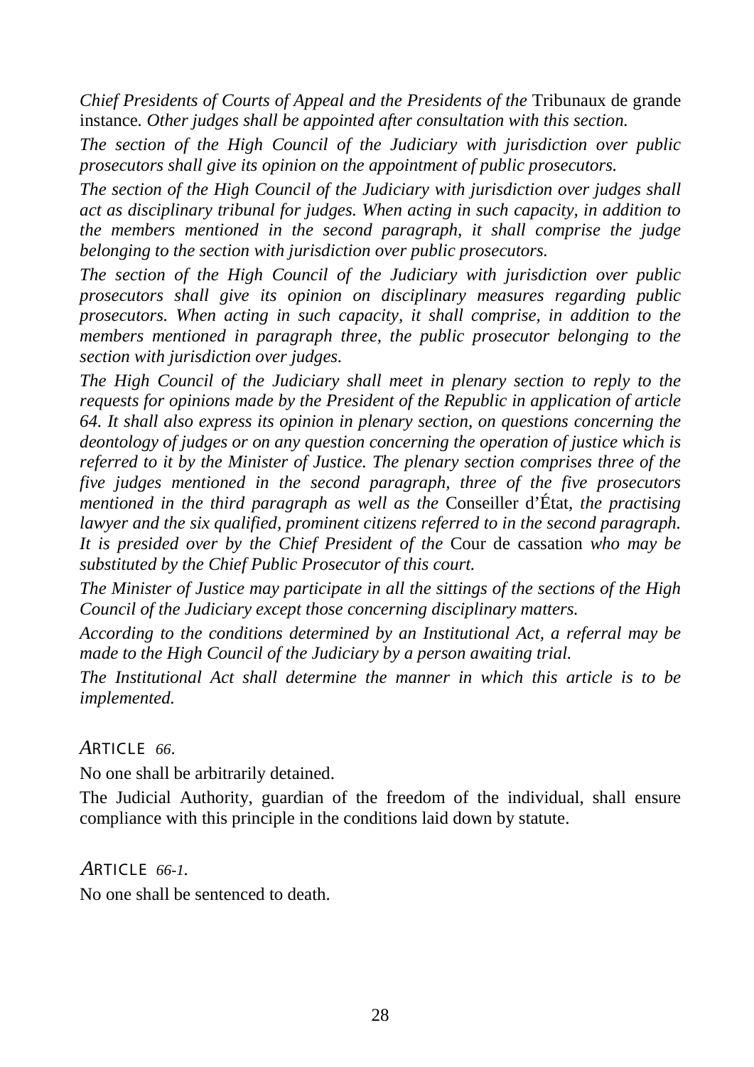*Chief Presidents of Courts of Appeal and the Presidents of the* Tribunaux de grande instance*. Other judges shall be appointed after consultation with this section.*

*The section of the High Council of the Judiciary with jurisdiction over public prosecutors shall give its opinion on the appointment of public prosecutors.*

*The section of the High Council of the Judiciary with jurisdiction over judges shall act as disciplinary tribunal for judges. When acting in such capacity, in addition to the members mentioned in the second paragraph, it shall comprise the judge belonging to the section with jurisdiction over public prosecutors.*

*The section of the High Council of the Judiciary with jurisdiction over public prosecutors shall give its opinion on disciplinary measures regarding public prosecutors. When acting in such capacity, it shall comprise, in addition to the members mentioned in paragraph three, the public prosecutor belonging to the section with jurisdiction over judges.*

*The High Council of the Judiciary shall meet in plenary section to reply to the requests for opinions made by the President of the Republic in application of article 64. It shall also express its opinion in plenary section, on questions concerning the deontology of judges or on any question concerning the operation of justice which is referred to it by the Minister of Justice. The plenary section comprises three of the five judges mentioned in the second paragraph, three of the five prosecutors mentioned in the third paragraph as well as the* Conseiller d'État*, the practising lawyer and the six qualified, prominent citizens referred to in the second paragraph. It is presided over by the Chief President of the* Cour de cassation *who may be substituted by the Chief Public Prosecutor of this court.*

*The Minister of Justice may participate in all the sittings of the sections of the High Council of the Judiciary except those concerning disciplinary matters.*

*According to the conditions determined by an Institutional Act, a referral may be made to the High Council of the Judiciary by a person awaiting trial.*

*The Institutional Act shall determine the manner in which this article is to be implemented.*

### *ARTICLE 66.*

No one shall be arbitrarily detained.

The Judicial Authority, guardian of the freedom of the individual, shall ensure compliance with this principle in the conditions laid down by statute.

### *ARTICLE 66-1.*

No one shall be sentenced to death.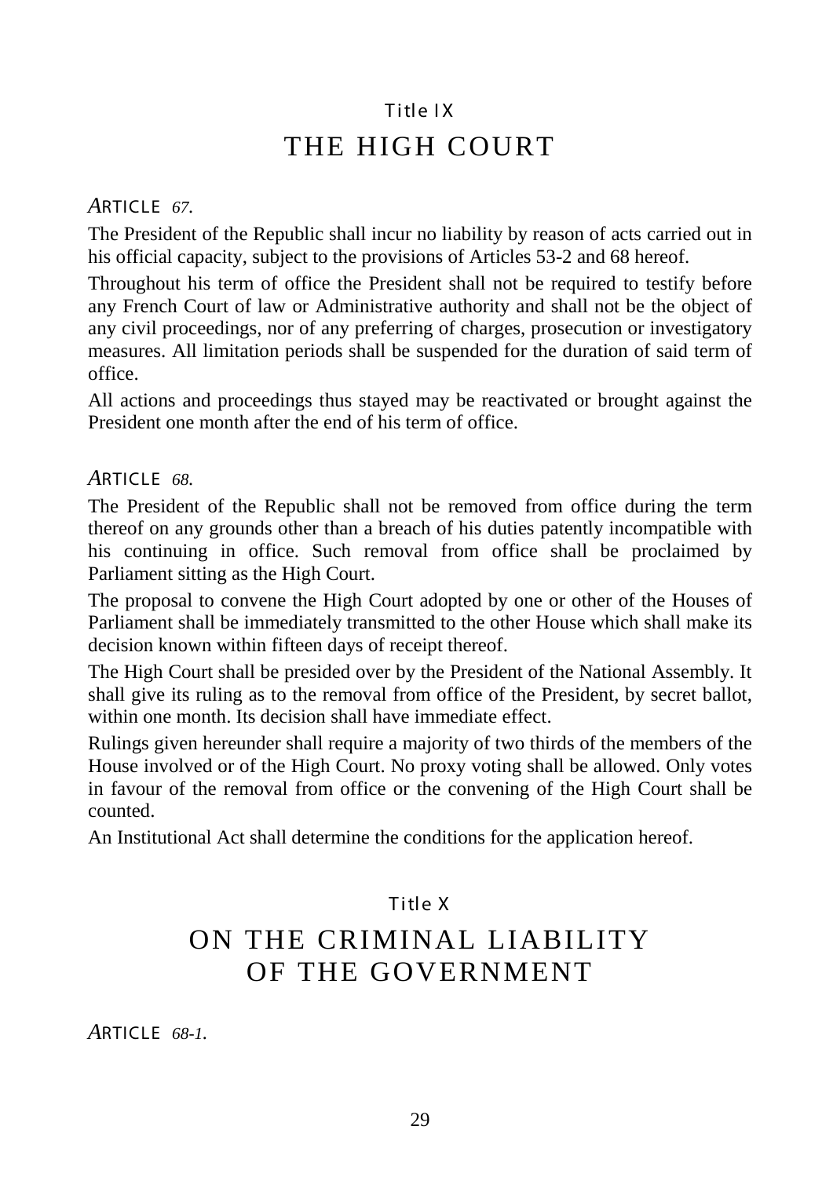## Title IX
# THE HIGH COURT

*ARTICLE 67.*

The President of the Republic shall incur no liability by reason of acts carried out in his official capacity, subject to the provisions of Articles 53-2 and 68 hereof.

Throughout his term of office the President shall not be required to testify before any French Court of law or Administrative authority and shall not be the object of any civil proceedings, nor of any preferring of charges, prosecution or investigatory measures. All limitation periods shall be suspended for the duration of said term of office.

All actions and proceedings thus stayed may be reactivated or brought against the President one month after the end of his term of office.

*ARTICLE 68.*

The President of the Republic shall not be removed from office during the term thereof on any grounds other than a breach of his duties patently incompatible with his continuing in office. Such removal from office shall be proclaimed by Parliament sitting as the High Court.

The proposal to convene the High Court adopted by one or other of the Houses of Parliament shall be immediately transmitted to the other House which shall make its decision known within fifteen days of receipt thereof.

The High Court shall be presided over by the President of the National Assembly. It shall give its ruling as to the removal from office of the President, by secret ballot, within one month. Its decision shall have immediate effect.

Rulings given hereunder shall require a majority of two thirds of the members of the House involved or of the High Court. No proxy voting shall be allowed. Only votes in favour of the removal from office or the convening of the High Court shall be counted.

An Institutional Act shall determine the conditions for the application hereof.

## Title X
# ON THE CRIMINAL LIABILITY OF THE GOVERNMENT

*ARTICLE 68-1.*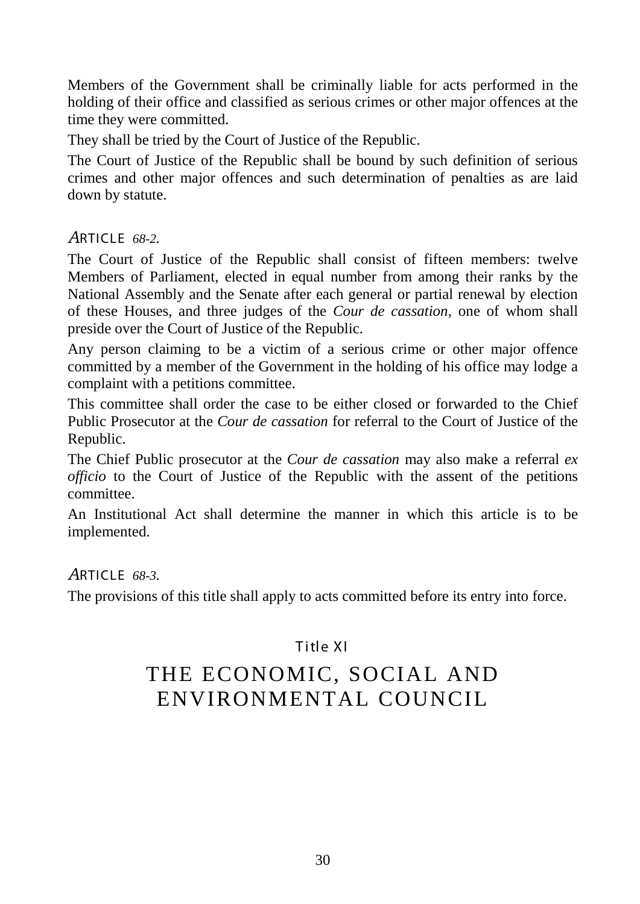Members of the Government shall be criminally liable for acts performed in the holding of their office and classified as serious crimes or other major offences at the time they were committed.

They shall be tried by the Court of Justice of the Republic.

The Court of Justice of the Republic shall be bound by such definition of serious crimes and other major offences and such determination of penalties as are laid down by statute.

### ARTICLE 68-2.

The Court of Justice of the Republic shall consist of fifteen members: twelve Members of Parliament, elected in equal number from among their ranks by the National Assembly and the Senate after each general or partial renewal by election of these Houses, and three judges of the *Cour de cassation*, one of whom shall preside over the Court of Justice of the Republic.

Any person claiming to be a victim of a serious crime or other major offence committed by a member of the Government in the holding of his office may lodge a complaint with a petitions committee.

This committee shall order the case to be either closed or forwarded to the Chief Public Prosecutor at the *Cour de cassation* for referral to the Court of Justice of the Republic.

The Chief Public prosecutor at the *Cour de cassation* may also make a referral *ex officio* to the Court of Justice of the Republic with the assent of the petitions committee.

An Institutional Act shall determine the manner in which this article is to be implemented.

### ARTICLE 68-3.

The provisions of this title shall apply to acts committed before its entry into force.

## Title XI

# THE ECONOMIC, SOCIAL AND ENVIRONMENTAL COUNCIL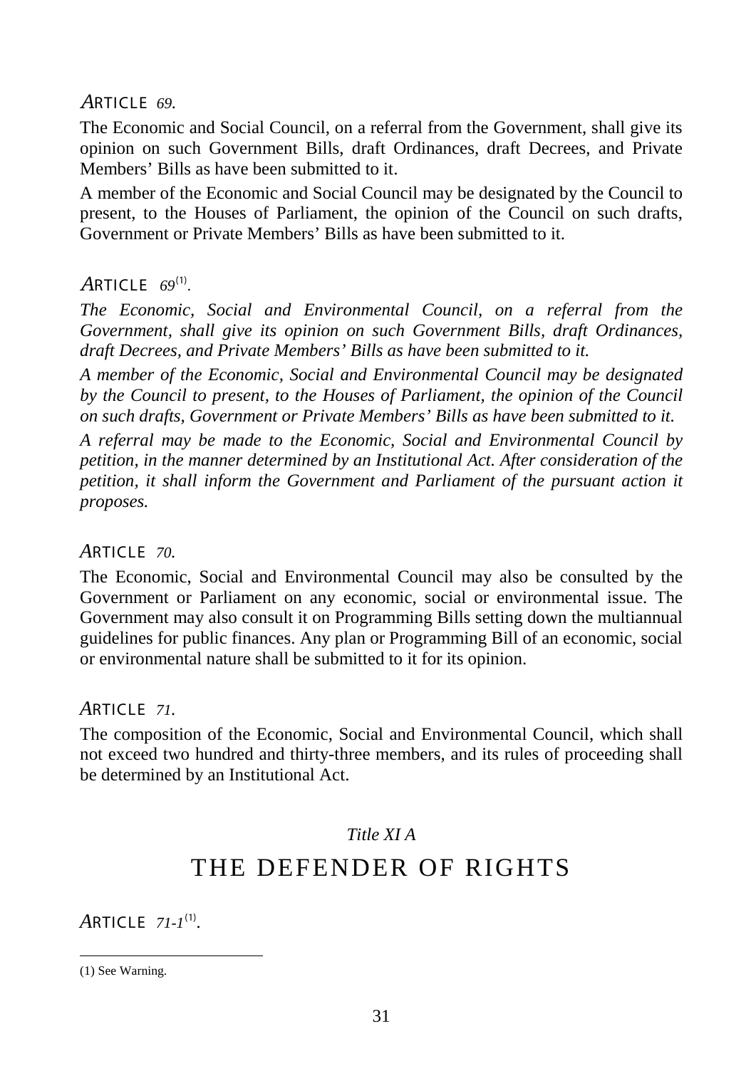*ARTICLE 69.*

The Economic and Social Council, on a referral from the Government, shall give its opinion on such Government Bills, draft Ordinances, draft Decrees, and Private Members' Bills as have been submitted to it.

A member of the Economic and Social Council may be designated by the Council to present, to the Houses of Parliament, the opinion of the Council on such drafts, Government or Private Members' Bills as have been submitted to it.

*ARTICLE 69[1].*

*The Economic, Social and Environmental Council, on a referral from the Government, shall give its opinion on such Government Bills, draft Ordinances, draft Decrees, and Private Members' Bills as have been submitted to it.*

*A member of the Economic, Social and Environmental Council may be designated by the Council to present, to the Houses of Parliament, the opinion of the Council on such drafts, Government or Private Members' Bills as have been submitted to it.*

*A referral may be made to the Economic, Social and Environmental Council by petition, in the manner determined by an Institutional Act. After consideration of the petition, it shall inform the Government and Parliament of the pursuant action it proposes.*

*ARTICLE 70.*

The Economic, Social and Environmental Council may also be consulted by the Government or Parliament on any economic, social or environmental issue. The Government may also consult it on Programming Bills setting down the multiannual guidelines for public finances. Any plan or Programming Bill of an economic, social or environmental nature shall be submitted to it for its opinion.

*ARTICLE 71.*

The composition of the Economic, Social and Environmental Council, which shall not exceed two hundred and thirty-three members, and its rules of proceeding shall be determined by an Institutional Act.

*Title XI A*

# THE DEFENDER OF RIGHTS

*ARTICLE 71-1[1].*

---

(1) See Warning.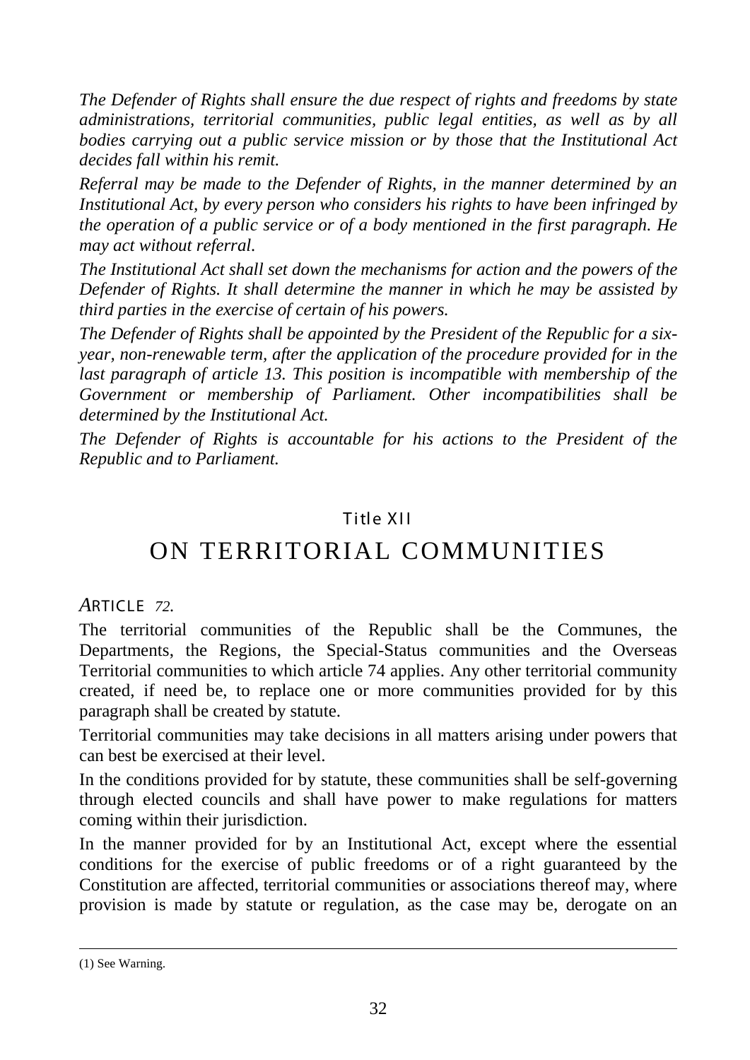*The Defender of Rights shall ensure the due respect of rights and freedoms by state administrations, territorial communities, public legal entities, as well as by all bodies carrying out a public service mission or by those that the Institutional Act decides fall within his remit.*

*Referral may be made to the Defender of Rights, in the manner determined by an Institutional Act, by every person who considers his rights to have been infringed by the operation of a public service or of a body mentioned in the first paragraph. He may act without referral.*

*The Institutional Act shall set down the mechanisms for action and the powers of the Defender of Rights. It shall determine the manner in which he may be assisted by third parties in the exercise of certain of his powers.*

*The Defender of Rights shall be appointed by the President of the Republic for a six-year, non-renewable term, after the application of the procedure provided for in the last paragraph of article 13. This position is incompatible with membership of the Government or membership of Parliament. Other incompatibilities shall be determined by the Institutional Act.*

*The Defender of Rights is accountable for his actions to the President of the Republic and to Parliament.*

## Title XII

# ON TERRITORIAL COMMUNITIES

*ARTICLE 72.*

The territorial communities of the Republic shall be the Communes, the Departments, the Regions, the Special-Status communities and the Overseas Territorial communities to which article 74 applies. Any other territorial community created, if need be, to replace one or more communities provided for by this paragraph shall be created by statute.

Territorial communities may take decisions in all matters arising under powers that can best be exercised at their level.

In the conditions provided for by statute, these communities shall be self-governing through elected councils and shall have power to make regulations for matters coming within their jurisdiction.

In the manner provided for by an Institutional Act, except where the essential conditions for the exercise of public freedoms or of a right guaranteed by the Constitution are affected, territorial communities or associations thereof may, where provision is made by statute or regulation, as the case may be, derogate on an

(1) See Warning.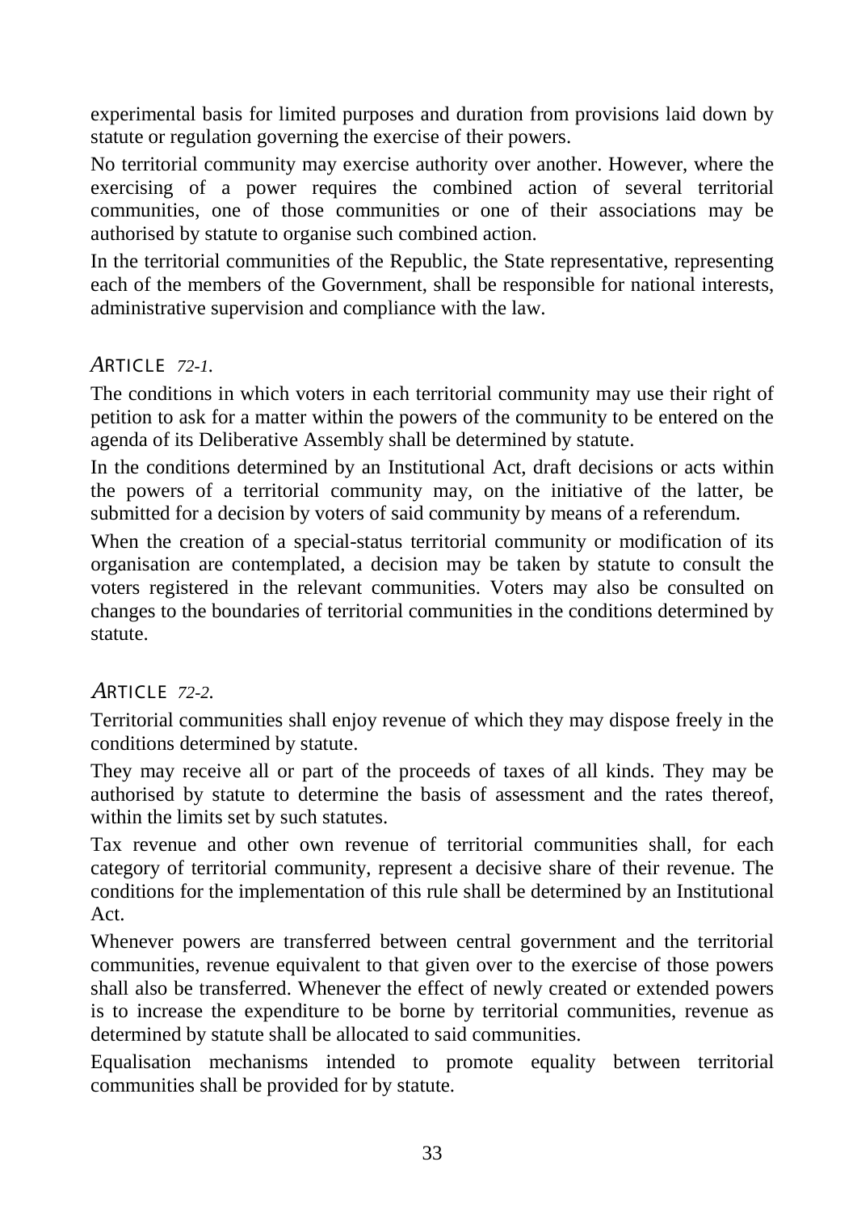experimental basis for limited purposes and duration from provisions laid down by statute or regulation governing the exercise of their powers.

No territorial community may exercise authority over another. However, where the exercising of a power requires the combined action of several territorial communities, one of those communities or one of their associations may be authorised by statute to organise such combined action.

In the territorial communities of the Republic, the State representative, representing each of the members of the Government, shall be responsible for national interests, administrative supervision and compliance with the law.

### ARTICLE 72-1.

The conditions in which voters in each territorial community may use their right of petition to ask for a matter within the powers of the community to be entered on the agenda of its Deliberative Assembly shall be determined by statute.

In the conditions determined by an Institutional Act, draft decisions or acts within the powers of a territorial community may, on the initiative of the latter, be submitted for a decision by voters of said community by means of a referendum.

When the creation of a special-status territorial community or modification of its organisation are contemplated, a decision may be taken by statute to consult the voters registered in the relevant communities. Voters may also be consulted on changes to the boundaries of territorial communities in the conditions determined by statute.

### ARTICLE 72-2.

Territorial communities shall enjoy revenue of which they may dispose freely in the conditions determined by statute.

They may receive all or part of the proceeds of taxes of all kinds. They may be authorised by statute to determine the basis of assessment and the rates thereof, within the limits set by such statutes.

Tax revenue and other own revenue of territorial communities shall, for each category of territorial community, represent a decisive share of their revenue. The conditions for the implementation of this rule shall be determined by an Institutional Act.

Whenever powers are transferred between central government and the territorial communities, revenue equivalent to that given over to the exercise of those powers shall also be transferred. Whenever the effect of newly created or extended powers is to increase the expenditure to be borne by territorial communities, revenue as determined by statute shall be allocated to said communities.

Equalisation mechanisms intended to promote equality between territorial communities shall be provided for by statute.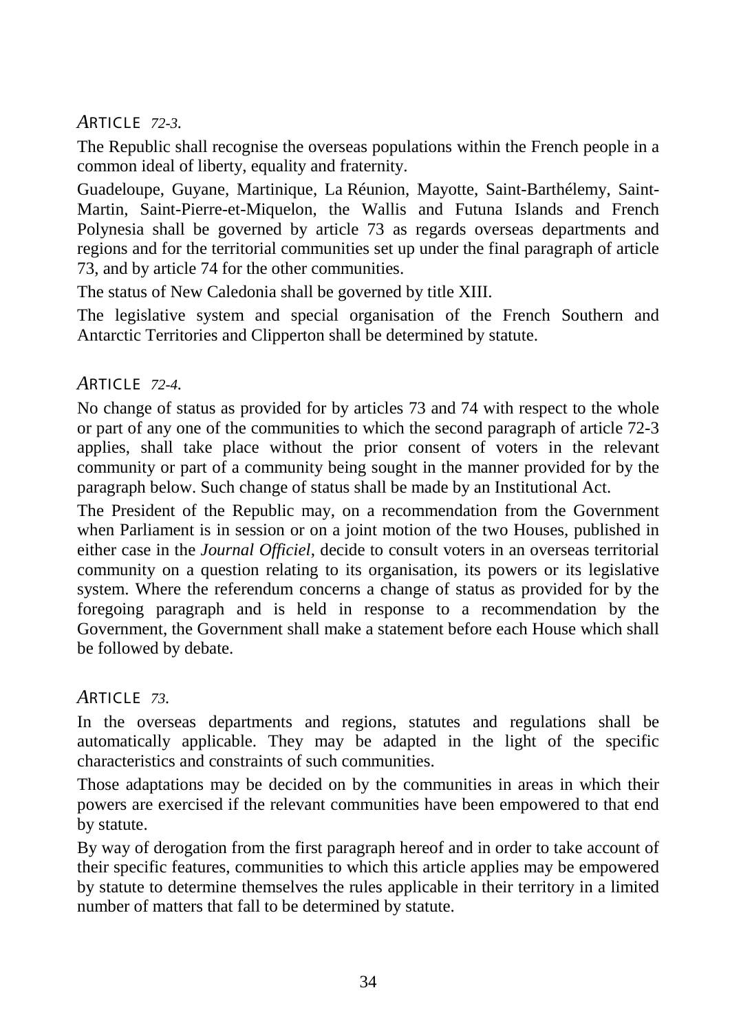## ARTICLE 72-3.

The Republic shall recognise the overseas populations within the French people in a common ideal of liberty, equality and fraternity.

Guadeloupe, Guyane, Martinique, La Réunion, Mayotte, Saint-Barthélemy, Saint-Martin, Saint-Pierre-et-Miquelon, the Wallis and Futuna Islands and French Polynesia shall be governed by article 73 as regards overseas departments and regions and for the territorial communities set up under the final paragraph of article 73, and by article 74 for the other communities.

The status of New Caledonia shall be governed by title XIII.

The legislative system and special organisation of the French Southern and Antarctic Territories and Clipperton shall be determined by statute.

## ARTICLE 72-4.

No change of status as provided for by articles 73 and 74 with respect to the whole or part of any one of the communities to which the second paragraph of article 72-3 applies, shall take place without the prior consent of voters in the relevant community or part of a community being sought in the manner provided for by the paragraph below. Such change of status shall be made by an Institutional Act.

The President of the Republic may, on a recommendation from the Government when Parliament is in session or on a joint motion of the two Houses, published in either case in the *Journal Officiel*, decide to consult voters in an overseas territorial community on a question relating to its organisation, its powers or its legislative system. Where the referendum concerns a change of status as provided for by the foregoing paragraph and is held in response to a recommendation by the Government, the Government shall make a statement before each House which shall be followed by debate.

## ARTICLE 73.

In the overseas departments and regions, statutes and regulations shall be automatically applicable. They may be adapted in the light of the specific characteristics and constraints of such communities.

Those adaptations may be decided on by the communities in areas in which their powers are exercised if the relevant communities have been empowered to that end by statute.

By way of derogation from the first paragraph hereof and in order to take account of their specific features, communities to which this article applies may be empowered by statute to determine themselves the rules applicable in their territory in a limited number of matters that fall to be determined by statute.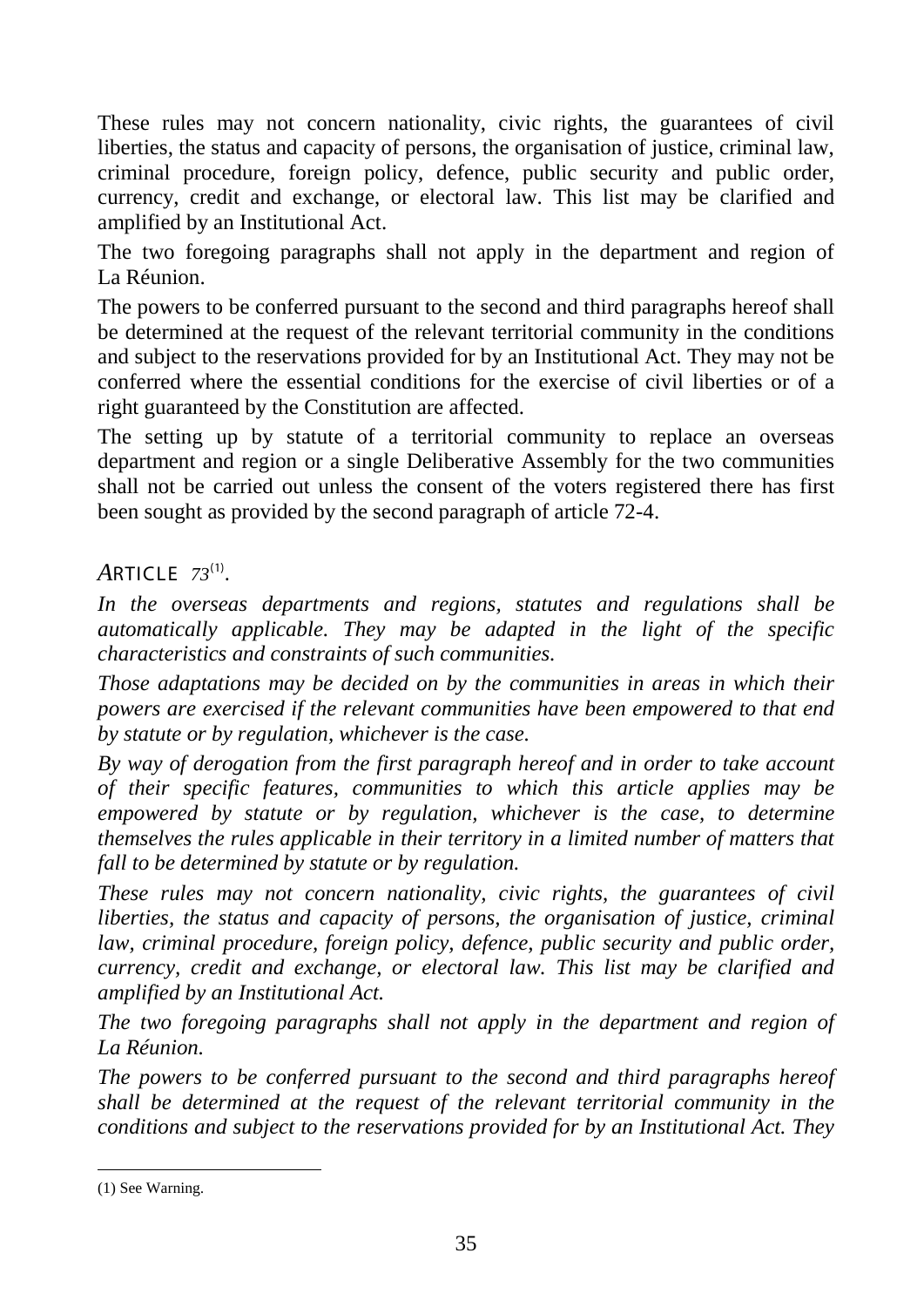These rules may not concern nationality, civic rights, the guarantees of civil liberties, the status and capacity of persons, the organisation of justice, criminal law, criminal procedure, foreign policy, defence, public security and public order, currency, credit and exchange, or electoral law. This list may be clarified and amplified by an Institutional Act.

The two foregoing paragraphs shall not apply in the department and region of La Réunion.

The powers to be conferred pursuant to the second and third paragraphs hereof shall be determined at the request of the relevant territorial community in the conditions and subject to the reservations provided for by an Institutional Act. They may not be conferred where the essential conditions for the exercise of civil liberties or of a right guaranteed by the Constitution are affected.

The setting up by statute of a territorial community to replace an overseas department and region or a single Deliberative Assembly for the two communities shall not be carried out unless the consent of the voters registered there has first been sought as provided by the second paragraph of article 72-4.

### ARTICLE 73[1].

*In the overseas departments and regions, statutes and regulations shall be automatically applicable. They may be adapted in the light of the specific characteristics and constraints of such communities.*

*Those adaptations may be decided on by the communities in areas in which their powers are exercised if the relevant communities have been empowered to that end by statute or by regulation, whichever is the case.*

*By way of derogation from the first paragraph hereof and in order to take account of their specific features, communities to which this article applies may be empowered by statute or by regulation, whichever is the case, to determine themselves the rules applicable in their territory in a limited number of matters that fall to be determined by statute or by regulation.*

*These rules may not concern nationality, civic rights, the guarantees of civil liberties, the status and capacity of persons, the organisation of justice, criminal law, criminal procedure, foreign policy, defence, public security and public order, currency, credit and exchange, or electoral law. This list may be clarified and amplified by an Institutional Act.*

*The two foregoing paragraphs shall not apply in the department and region of La Réunion.*

*The powers to be conferred pursuant to the second and third paragraphs hereof shall be determined at the request of the relevant territorial community in the conditions and subject to the reservations provided for by an Institutional Act. They*

(1) See Warning.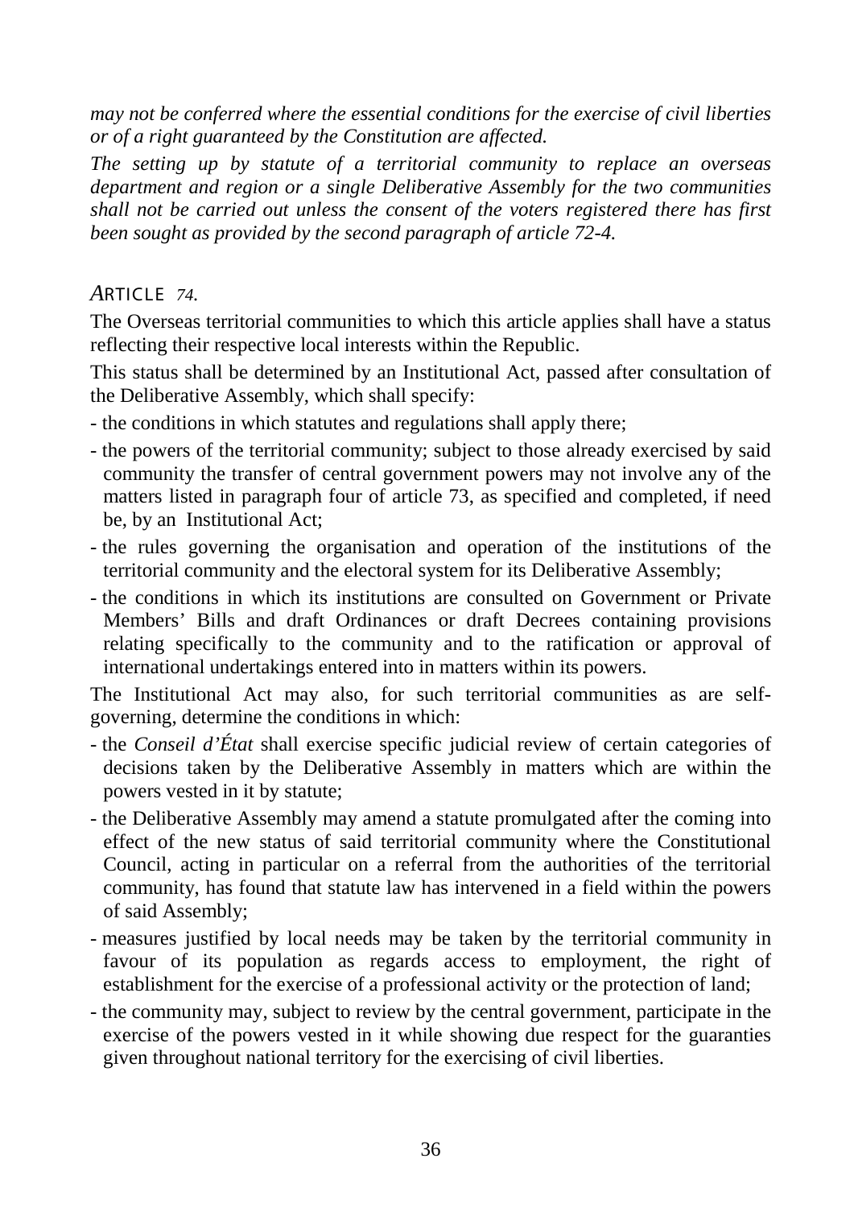*may not be conferred where the essential conditions for the exercise of civil liberties or of a right guaranteed by the Constitution are affected.*

*The setting up by statute of a territorial community to replace an overseas department and region or a single Deliberative Assembly for the two communities shall not be carried out unless the consent of the voters registered there has first been sought as provided by the second paragraph of article 72-4.*

### *ARTICLE 74.*

The Overseas territorial communities to which this article applies shall have a status reflecting their respective local interests within the Republic.

This status shall be determined by an Institutional Act, passed after consultation of the Deliberative Assembly, which shall specify:

- the conditions in which statutes and regulations shall apply there;
- the powers of the territorial community; subject to those already exercised by said community the transfer of central government powers may not involve any of the matters listed in paragraph four of article 73, as specified and completed, if need be, by an Institutional Act;
- the rules governing the organisation and operation of the institutions of the territorial community and the electoral system for its Deliberative Assembly;
- the conditions in which its institutions are consulted on Government or Private Members' Bills and draft Ordinances or draft Decrees containing provisions relating specifically to the community and to the ratification or approval of international undertakings entered into in matters within its powers.

The Institutional Act may also, for such territorial communities as are self-governing, determine the conditions in which:

- the *Conseil d'État* shall exercise specific judicial review of certain categories of decisions taken by the Deliberative Assembly in matters which are within the powers vested in it by statute;
- the Deliberative Assembly may amend a statute promulgated after the coming into effect of the new status of said territorial community where the Constitutional Council, acting in particular on a referral from the authorities of the territorial community, has found that statute law has intervened in a field within the powers of said Assembly;
- measures justified by local needs may be taken by the territorial community in favour of its population as regards access to employment, the right of establishment for the exercise of a professional activity or the protection of land;
- the community may, subject to review by the central government, participate in the exercise of the powers vested in it while showing due respect for the guaranties given throughout national territory for the exercising of civil liberties.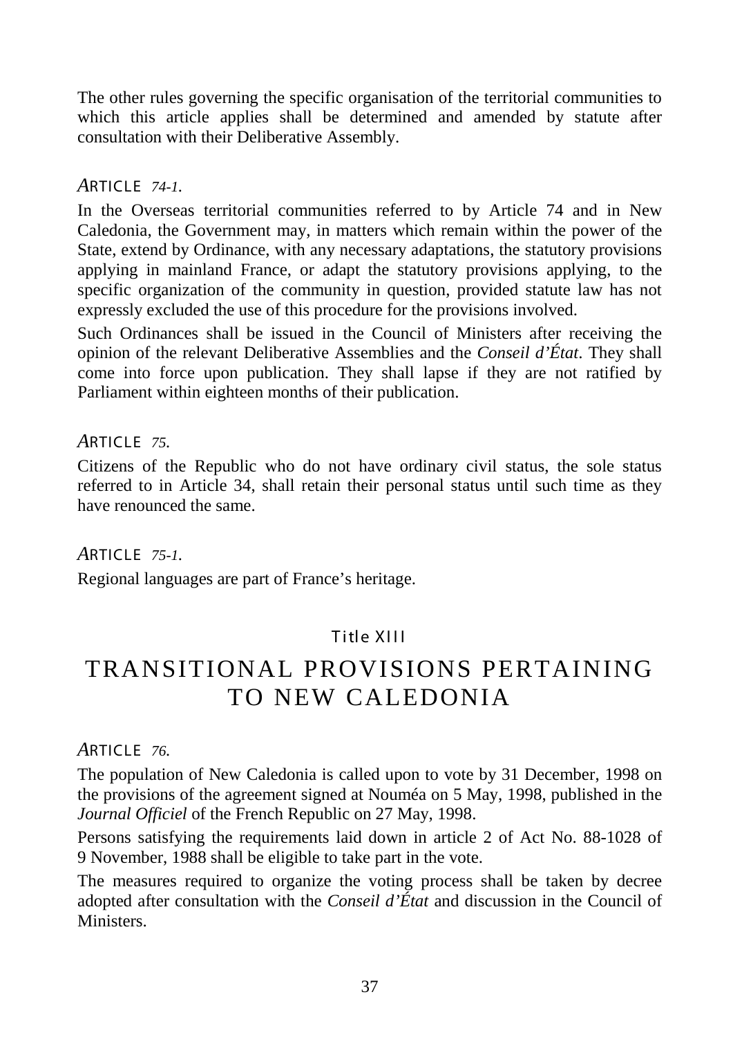The other rules governing the specific organisation of the territorial communities to which this article applies shall be determined and amended by statute after consultation with their Deliberative Assembly.

### *ARTICLE 74-1.*

In the Overseas territorial communities referred to by Article 74 and in New Caledonia, the Government may, in matters which remain within the power of the State, extend by Ordinance, with any necessary adaptations, the statutory provisions applying in mainland France, or adapt the statutory provisions applying, to the specific organization of the community in question, provided statute law has not expressly excluded the use of this procedure for the provisions involved.

Such Ordinances shall be issued in the Council of Ministers after receiving the opinion of the relevant Deliberative Assemblies and the *Conseil d'État*. They shall come into force upon publication. They shall lapse if they are not ratified by Parliament within eighteen months of their publication.

### *ARTICLE 75.*

Citizens of the Republic who do not have ordinary civil status, the sole status referred to in Article 34, shall retain their personal status until such time as they have renounced the same.

### *ARTICLE 75-1.*

Regional languages are part of France's heritage.

## Title XIII

# TRANSITIONAL PROVISIONS PERTAINING TO NEW CALEDONIA

### *ARTICLE 76.*

The population of New Caledonia is called upon to vote by 31 December, 1998 on the provisions of the agreement signed at Nouméa on 5 May, 1998, published in the *Journal Officiel* of the French Republic on 27 May, 1998.

Persons satisfying the requirements laid down in article 2 of Act No. 88-1028 of 9 November, 1988 shall be eligible to take part in the vote.

The measures required to organize the voting process shall be taken by decree adopted after consultation with the *Conseil d'État* and discussion in the Council of Ministers.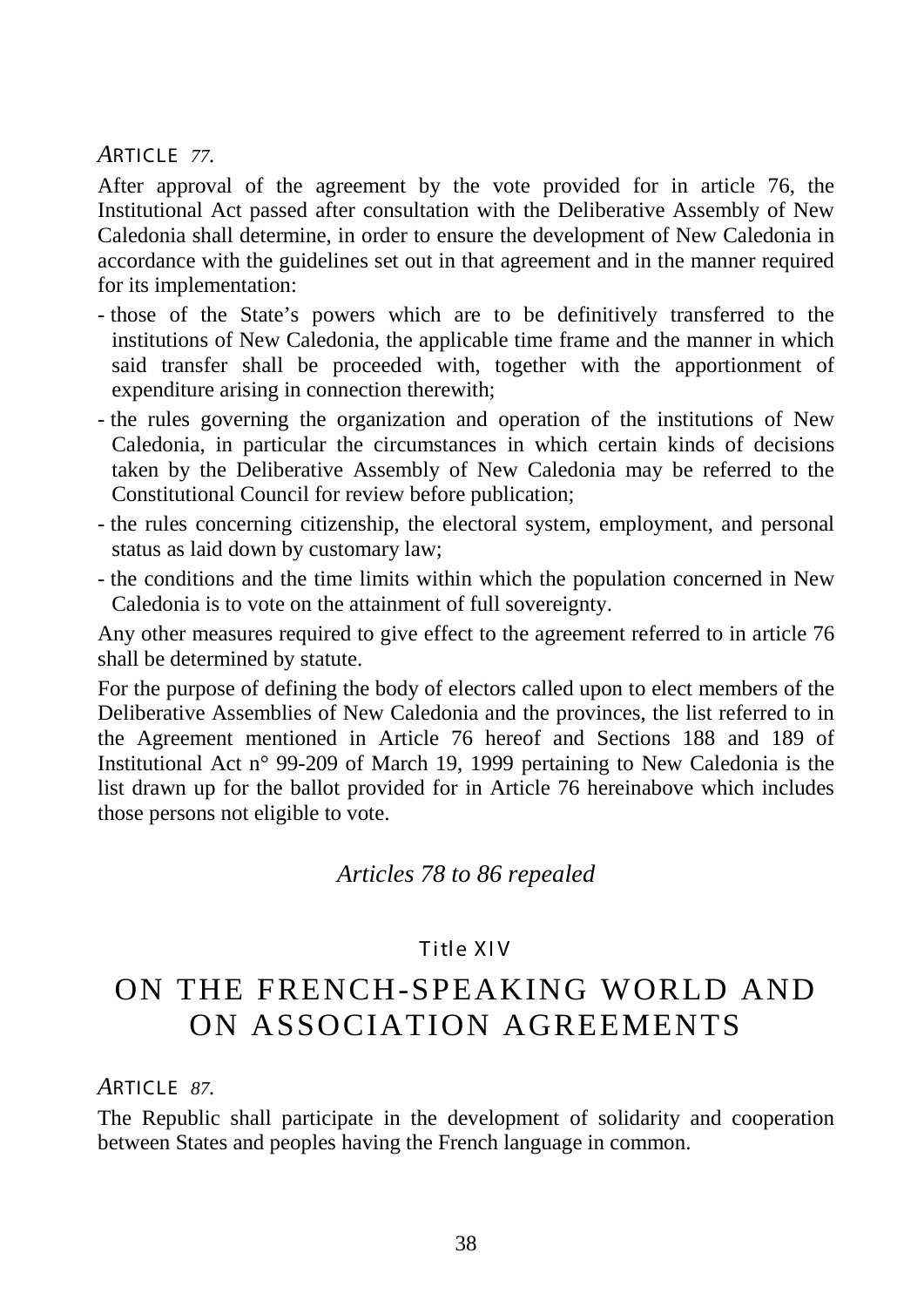### *A*RTICLE *77.*

After approval of the agreement by the vote provided for in article 76, the Institutional Act passed after consultation with the Deliberative Assembly of New Caledonia shall determine, in order to ensure the development of New Caledonia in accordance with the guidelines set out in that agreement and in the manner required for its implementation:

- those of the State's powers which are to be definitively transferred to the institutions of New Caledonia, the applicable time frame and the manner in which said transfer shall be proceeded with, together with the apportionment of expenditure arising in connection therewith;
- the rules governing the organization and operation of the institutions of New Caledonia, in particular the circumstances in which certain kinds of decisions taken by the Deliberative Assembly of New Caledonia may be referred to the Constitutional Council for review before publication;
- the rules concerning citizenship, the electoral system, employment, and personal status as laid down by customary law;
- the conditions and the time limits within which the population concerned in New Caledonia is to vote on the attainment of full sovereignty.

Any other measures required to give effect to the agreement referred to in article 76 shall be determined by statute.

For the purpose of defining the body of electors called upon to elect members of the Deliberative Assemblies of New Caledonia and the provinces, the list referred to in the Agreement mentioned in Article 76 hereof and Sections 188 and 189 of Institutional Act n° 99-209 of March 19, 1999 pertaining to New Caledonia is the list drawn up for the ballot provided for in Article 76 hereinabove which includes those persons not eligible to vote.

*Articles 78 to 86 repealed*

## Title XIV

# ON THE FRENCH-SPEAKING WORLD AND ON ASSOCIATION AGREEMENTS

### *A*RTICLE *87.*

The Republic shall participate in the development of solidarity and cooperation between States and peoples having the French language in common.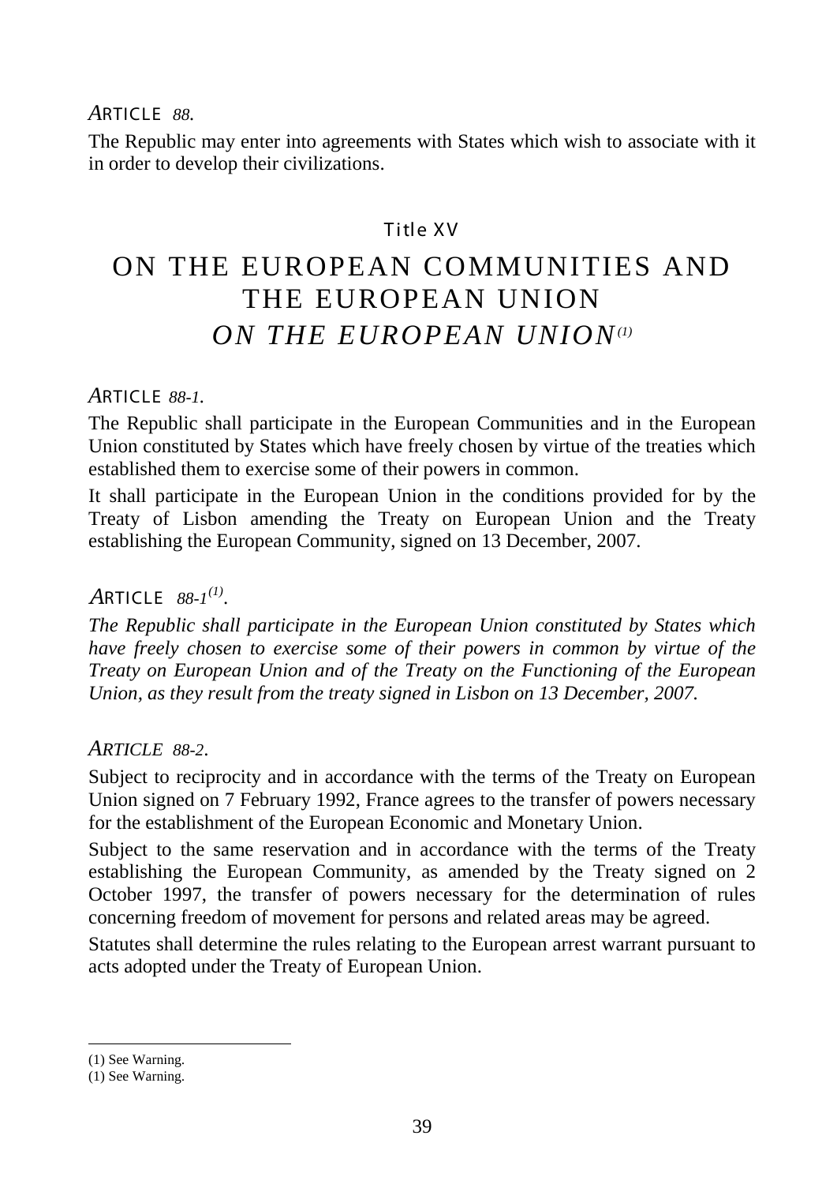*ARTICLE 88.*

The Republic may enter into agreements with States which wish to associate with it in order to develop their civilizations.

## Title XV

# ON THE EUROPEAN COMMUNITIES AND THE EUROPEAN UNION

# *ON THE EUROPEAN UNION*[(1)]

*ARTICLE 88-1.*

The Republic shall participate in the European Communities and in the European Union constituted by States which have freely chosen by virtue of the treaties which established them to exercise some of their powers in common.

It shall participate in the European Union in the conditions provided for by the Treaty of Lisbon amending the Treaty on European Union and the Treaty establishing the European Community, signed on 13 December, 2007.

*ARTICLE 88-1*[(1)]*.*

*The Republic shall participate in the European Union constituted by States which have freely chosen to exercise some of their powers in common by virtue of the Treaty on European Union and of the Treaty on the Functioning of the European Union, as they result from the treaty signed in Lisbon on 13 December, 2007.*

*ARTICLE 88-2.*

Subject to reciprocity and in accordance with the terms of the Treaty on European Union signed on 7 February 1992, France agrees to the transfer of powers necessary for the establishment of the European Economic and Monetary Union.

Subject to the same reservation and in accordance with the terms of the Treaty establishing the European Community, as amended by the Treaty signed on 2 October 1997, the transfer of powers necessary for the determination of rules concerning freedom of movement for persons and related areas may be agreed.

Statutes shall determine the rules relating to the European arrest warrant pursuant to acts adopted under the Treaty of European Union.

---

(1) See Warning.

(1) See Warning.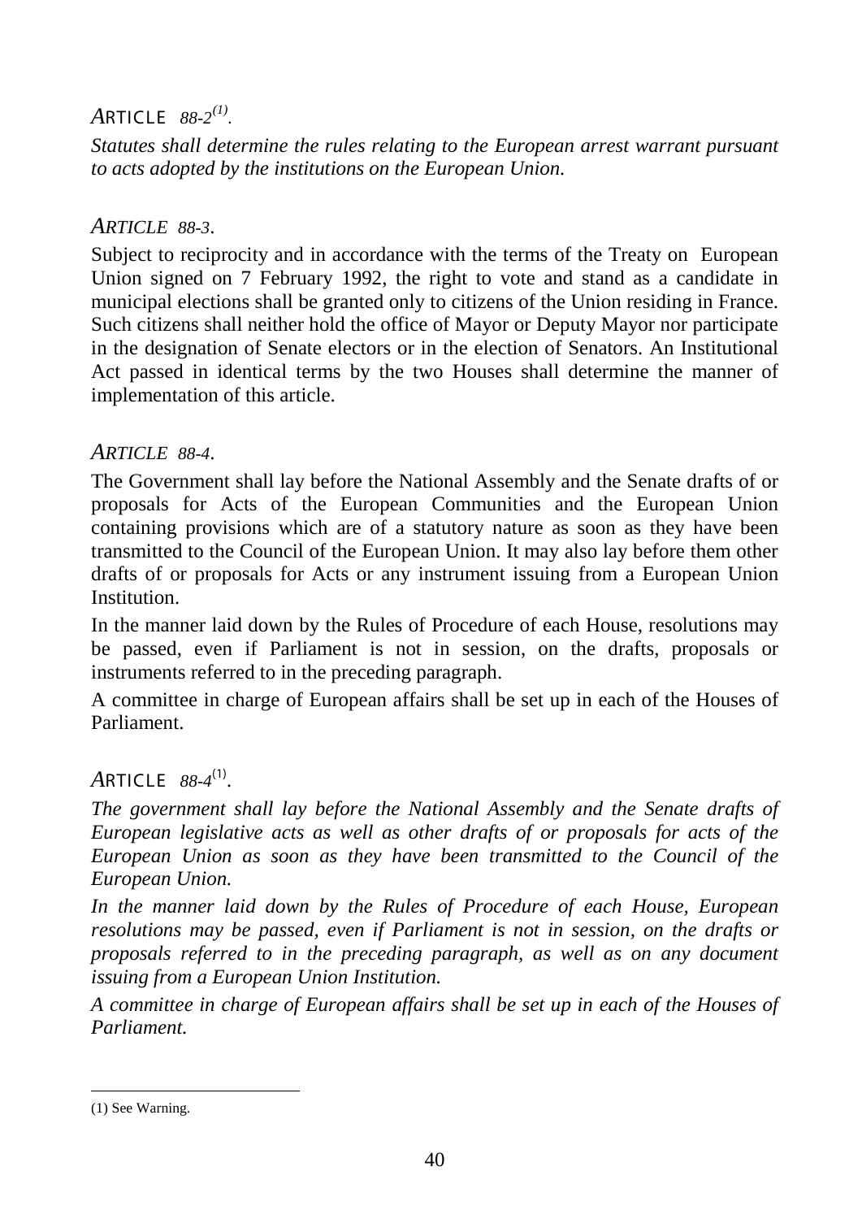### *ARTICLE 88-2*[(1)].

*Statutes shall determine the rules relating to the European arrest warrant pursuant to acts adopted by the institutions on the European Union.*

### *ARTICLE 88-3*.

Subject to reciprocity and in accordance with the terms of the Treaty on European Union signed on 7 February 1992, the right to vote and stand as a candidate in municipal elections shall be granted only to citizens of the Union residing in France. Such citizens shall neither hold the office of Mayor or Deputy Mayor nor participate in the designation of Senate electors or in the election of Senators. An Institutional Act passed in identical terms by the two Houses shall determine the manner of implementation of this article.

### *ARTICLE 88-4*.

The Government shall lay before the National Assembly and the Senate drafts of or proposals for Acts of the European Communities and the European Union containing provisions which are of a statutory nature as soon as they have been transmitted to the Council of the European Union. It may also lay before them other drafts of or proposals for Acts or any instrument issuing from a European Union Institution.

In the manner laid down by the Rules of Procedure of each House, resolutions may be passed, even if Parliament is not in session, on the drafts, proposals or instruments referred to in the preceding paragraph.

A committee in charge of European affairs shall be set up in each of the Houses of Parliament.

### *ARTICLE 88-4*[(1)].

*The government shall lay before the National Assembly and the Senate drafts of European legislative acts as well as other drafts of or proposals for acts of the European Union as soon as they have been transmitted to the Council of the European Union.*

*In the manner laid down by the Rules of Procedure of each House, European resolutions may be passed, even if Parliament is not in session, on the drafts or proposals referred to in the preceding paragraph, as well as on any document issuing from a European Union Institution.*

*A committee in charge of European affairs shall be set up in each of the Houses of Parliament.*

---

(1) See Warning.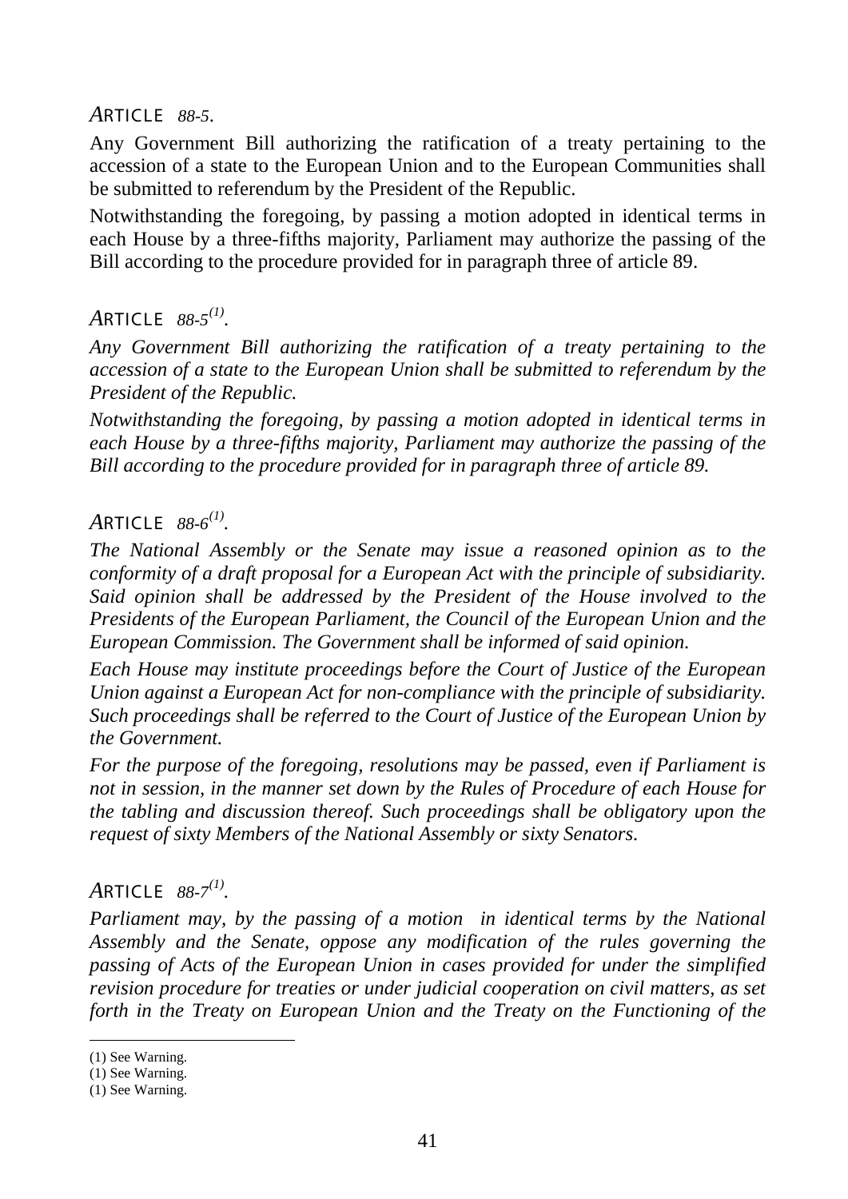### *A*RTICLE *88-5*.

Any Government Bill authorizing the ratification of a treaty pertaining to the accession of a state to the European Union and to the European Communities shall be submitted to referendum by the President of the Republic.

Notwithstanding the foregoing, by passing a motion adopted in identical terms in each House by a three-fifths majority, Parliament may authorize the passing of the Bill according to the procedure provided for in paragraph three of article 89.

### *A*RTICLE *88-5*[(1)].

*Any Government Bill authorizing the ratification of a treaty pertaining to the accession of a state to the European Union shall be submitted to referendum by the President of the Republic.*

*Notwithstanding the foregoing, by passing a motion adopted in identical terms in each House by a three-fifths majority, Parliament may authorize the passing of the Bill according to the procedure provided for in paragraph three of article 89.*

### *A*RTICLE *88-6*[(1)].

*The National Assembly or the Senate may issue a reasoned opinion as to the conformity of a draft proposal for a European Act with the principle of subsidiarity. Said opinion shall be addressed by the President of the House involved to the Presidents of the European Parliament, the Council of the European Union and the European Commission. The Government shall be informed of said opinion.*

*Each House may institute proceedings before the Court of Justice of the European Union against a European Act for non-compliance with the principle of subsidiarity. Such proceedings shall be referred to the Court of Justice of the European Union by the Government.*

*For the purpose of the foregoing, resolutions may be passed, even if Parliament is not in session, in the manner set down by the Rules of Procedure of each House for the tabling and discussion thereof. Such proceedings shall be obligatory upon the request of sixty Members of the National Assembly or sixty Senators.*

### *A*RTICLE *88-7*[(1)].

*Parliament may, by the passing of a motion in identical terms by the National Assembly and the Senate, oppose any modification of the rules governing the passing of Acts of the European Union in cases provided for under the simplified revision procedure for treaties or under judicial cooperation on civil matters, as set forth in the Treaty on European Union and the Treaty on the Functioning of the*

---

(1) See Warning.
(1) See Warning.
(1) See Warning.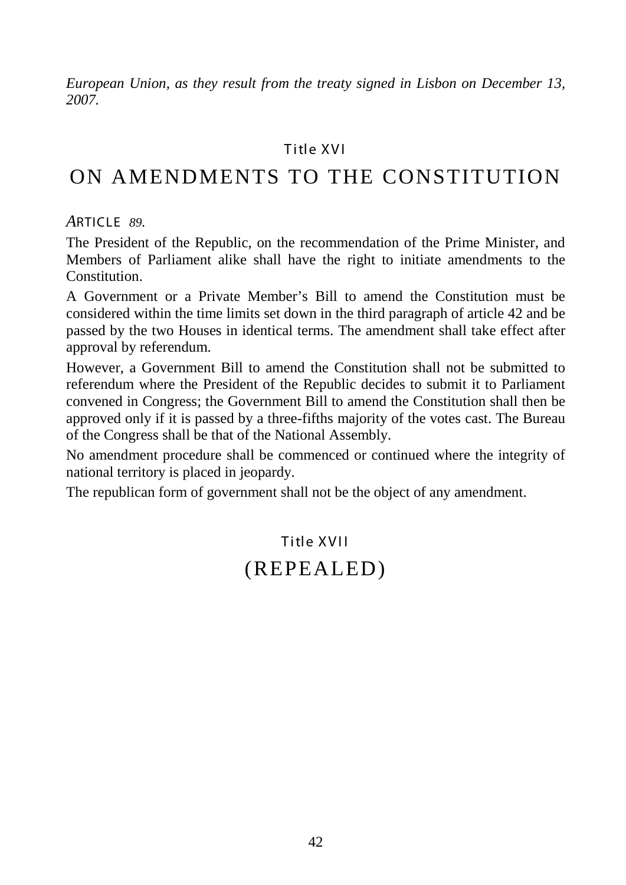*European Union, as they result from the treaty signed in Lisbon on December 13, 2007.*

### Title XVI

# ON AMENDMENTS TO THE CONSTITUTION

*ARTICLE 89.*

The President of the Republic, on the recommendation of the Prime Minister, and Members of Parliament alike shall have the right to initiate amendments to the Constitution.

A Government or a Private Member's Bill to amend the Constitution must be considered within the time limits set down in the third paragraph of article 42 and be passed by the two Houses in identical terms. The amendment shall take effect after approval by referendum.

However, a Government Bill to amend the Constitution shall not be submitted to referendum where the President of the Republic decides to submit it to Parliament convened in Congress; the Government Bill to amend the Constitution shall then be approved only if it is passed by a three-fifths majority of the votes cast. The Bureau of the Congress shall be that of the National Assembly.

No amendment procedure shall be commenced or continued where the integrity of national territory is placed in jeopardy.

The republican form of government shall not be the object of any amendment.

### Title XVII

# (REPEALED)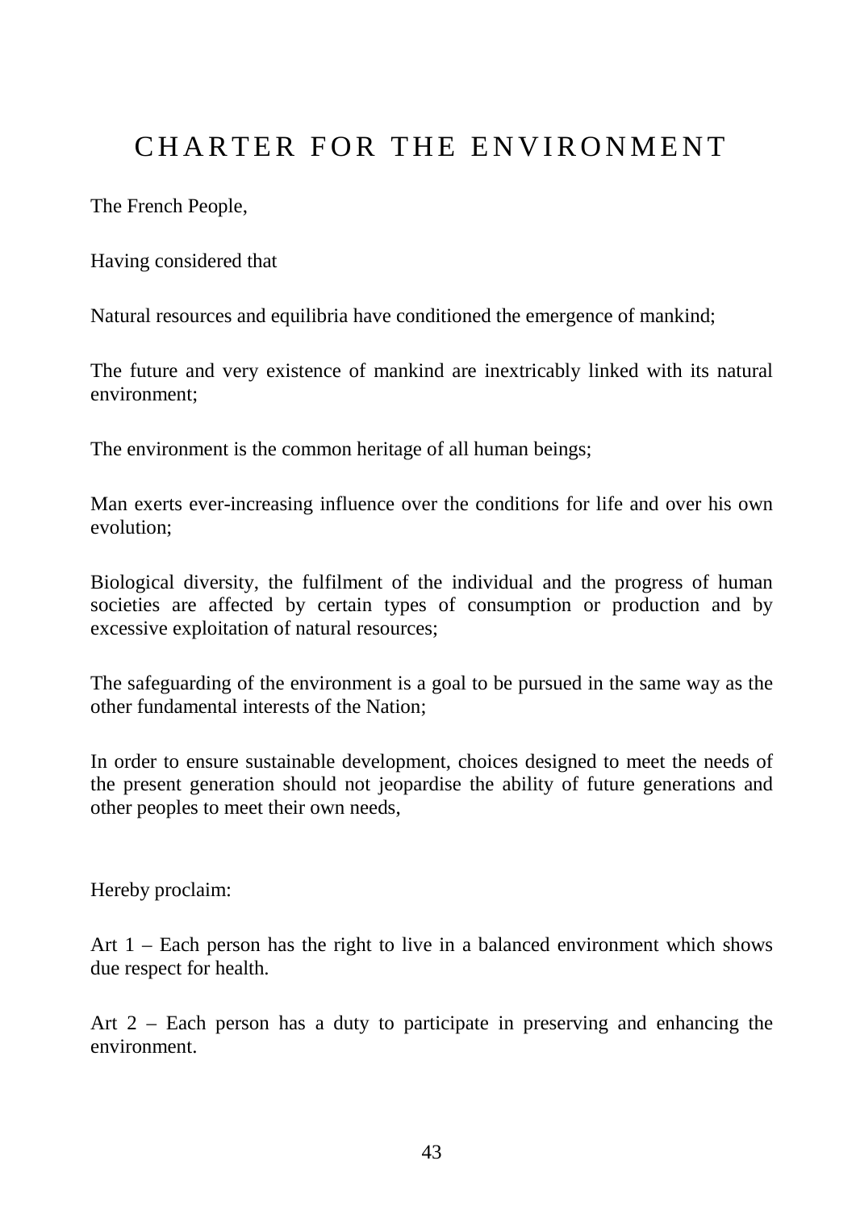# CHARTER FOR THE ENVIRONMENT

The French People,

Having considered that

Natural resources and equilibria have conditioned the emergence of mankind;

The future and very existence of mankind are inextricably linked with its natural environment;

The environment is the common heritage of all human beings;

Man exerts ever-increasing influence over the conditions for life and over his own evolution;

Biological diversity, the fulfilment of the individual and the progress of human societies are affected by certain types of consumption or production and by excessive exploitation of natural resources;

The safeguarding of the environment is a goal to be pursued in the same way as the other fundamental interests of the Nation;

In order to ensure sustainable development, choices designed to meet the needs of the present generation should not jeopardise the ability of future generations and other peoples to meet their own needs,

Hereby proclaim:

Art 1 – Each person has the right to live in a balanced environment which shows due respect for health.

Art 2 – Each person has a duty to participate in preserving and enhancing the environment.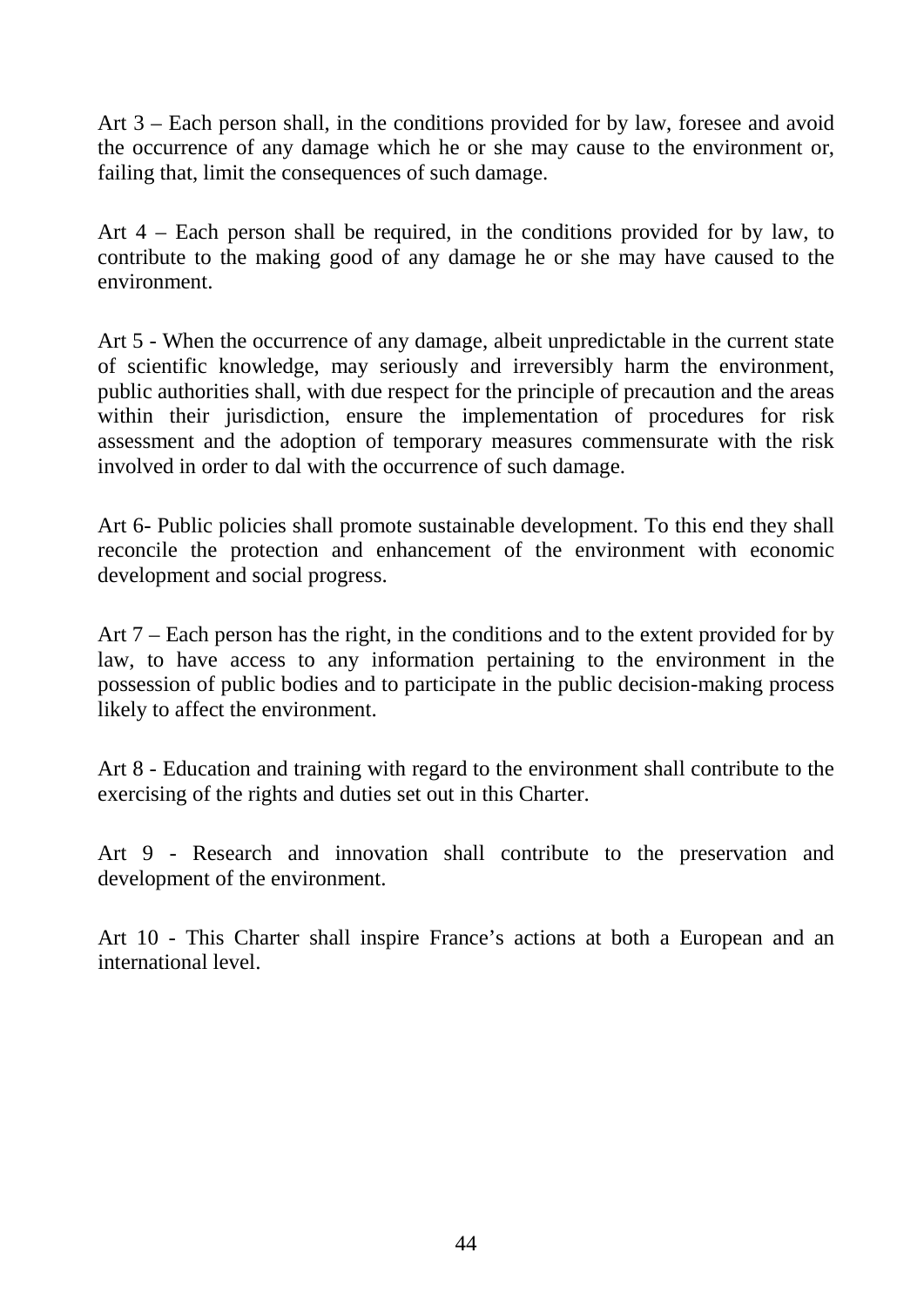Art 3 – Each person shall, in the conditions provided for by law, foresee and avoid the occurrence of any damage which he or she may cause to the environment or, failing that, limit the consequences of such damage.

Art 4 – Each person shall be required, in the conditions provided for by law, to contribute to the making good of any damage he or she may have caused to the environment.

Art 5 - When the occurrence of any damage, albeit unpredictable in the current state of scientific knowledge, may seriously and irreversibly harm the environment, public authorities shall, with due respect for the principle of precaution and the areas within their jurisdiction, ensure the implementation of procedures for risk assessment and the adoption of temporary measures commensurate with the risk involved in order to dal with the occurrence of such damage.

Art 6- Public policies shall promote sustainable development. To this end they shall reconcile the protection and enhancement of the environment with economic development and social progress.

Art 7 – Each person has the right, in the conditions and to the extent provided for by law, to have access to any information pertaining to the environment in the possession of public bodies and to participate in the public decision-making process likely to affect the environment.

Art 8 - Education and training with regard to the environment shall contribute to the exercising of the rights and duties set out in this Charter.

Art 9 - Research and innovation shall contribute to the preservation and development of the environment.

Art 10 - This Charter shall inspire France's actions at both a European and an international level.